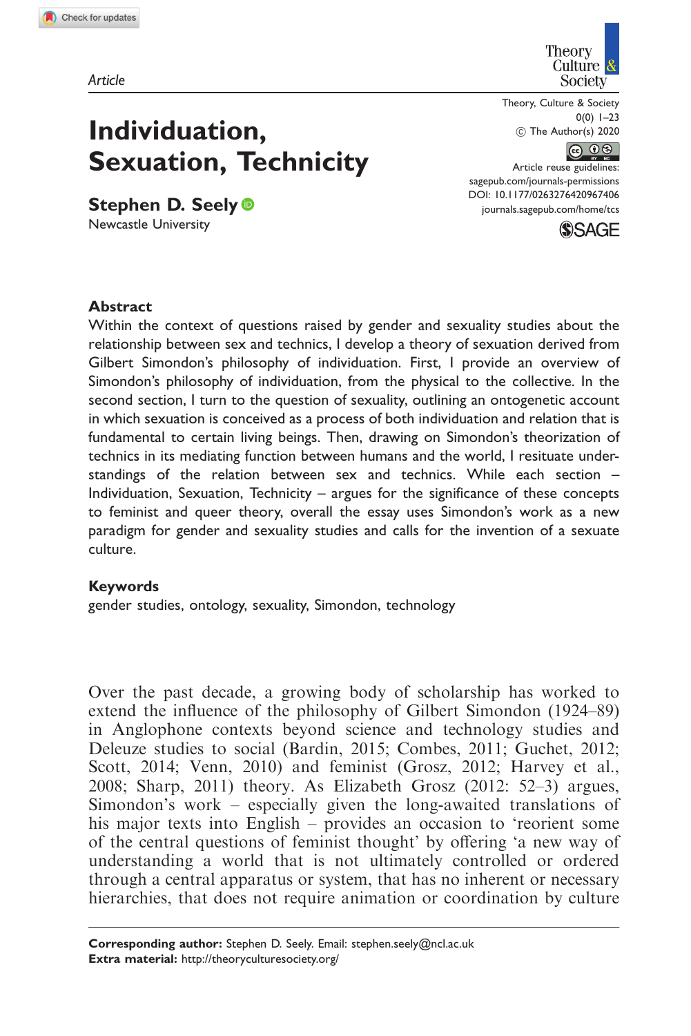Article

# Individuation, Sexuation, Technicity

**Stephen D. Seely**
Newcastle University

Theory, Culture & Society
© The Author(s) 2020
Article reuse guidelines: sagepub.com/journals-permissions
DOI: 10.1177/0263276420967406
journals.sagepub.com/home/tcs

## Abstract

Within the context of questions raised by gender and sexuality studies about the relationship between sex and technics, I develop a theory of sexuation derived from Gilbert Simondon's philosophy of individuation. First, I provide an overview of Simondon's philosophy of individuation, from the physical to the collective. In the second section, I turn to the question of sexuality, outlining an ontogenetic account in which sexuation is conceived as a process of both individuation and relation that is fundamental to certain living beings. Then, drawing on Simondon's theorization of technics in its mediating function between humans and the world, I resituate understandings of the relation between sex and technics. While each section – Individuation, Sexuation, Technicity – argues for the significance of these concepts to feminist and queer theory, overall the essay uses Simondon's work as a new paradigm for gender and sexuality studies and calls for the invention of a sexuate culture.

## Keywords

gender studies, ontology, sexuality, Simondon, technology

Over the past decade, a growing body of scholarship has worked to extend the influence of the philosophy of Gilbert Simondon (1924–89) in Anglophone contexts beyond science and technology studies and Deleuze studies to social (Bardin, 2015; Combes, 2011; Guchet, 2012; Scott, 2014; Venn, 2010) and feminist (Grosz, 2012; Harvey et al., 2008; Sharp, 2011) theory. As Elizabeth Grosz (2012: 52–3) argues, Simondon's work – especially given the long-awaited translations of his major texts into English – provides an occasion to 'reorient some of the central questions of feminist thought' by offering 'a new way of understanding a world that is not ultimately controlled or ordered through a central apparatus or system, that has no inherent or necessary hierarchies, that does not require animation or coordination by culture

**Corresponding author:** Stephen D. Seely. Email: stephen.seely@ncl.ac.uk
**Extra material:** http://theoryculturesociety.org/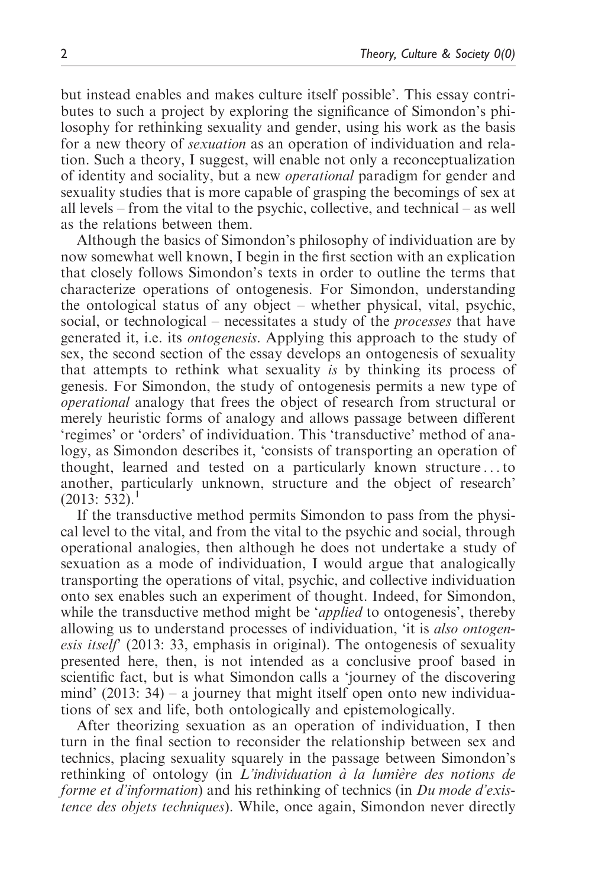but instead enables and makes culture itself possible'. This essay contributes to such a project by exploring the significance of Simondon's philosophy for rethinking sexuality and gender, using his work as the basis for a new theory of *sexuation* as an operation of individuation and relation. Such a theory, I suggest, will enable not only a reconceptualization of identity and sociality, but a new *operational* paradigm for gender and sexuality studies that is more capable of grasping the becomings of sex at all levels – from the vital to the psychic, collective, and technical – as well as the relations between them.

Although the basics of Simondon's philosophy of individuation are by now somewhat well known, I begin in the first section with an explication that closely follows Simondon's texts in order to outline the terms that characterize operations of ontogenesis. For Simondon, understanding the ontological status of any object – whether physical, vital, psychic, social, or technological – necessitates a study of the *processes* that have generated it, i.e. its *ontogenesis*. Applying this approach to the study of sex, the second section of the essay develops an ontogenesis of sexuality that attempts to rethink what sexuality *is* by thinking its process of genesis. For Simondon, the study of ontogenesis permits a new type of *operational* analogy that frees the object of research from structural or merely heuristic forms of analogy and allows passage between different 'regimes' or 'orders' of individuation. This 'transductive' method of analogy, as Simondon describes it, 'consists of transporting an operation of thought, learned and tested on a particularly known structure... to another, particularly unknown, structure and the object of research' (2013: 532).[1]

If the transductive method permits Simondon to pass from the physical level to the vital, and from the vital to the psychic and social, through operational analogies, then although he does not undertake a study of sexuation as a mode of individuation, I would argue that analogically transporting the operations of vital, psychic, and collective individuation onto sex enables such an experiment of thought. Indeed, for Simondon, while the transductive method might be '*applied* to ontogenesis', thereby allowing us to understand processes of individuation, 'it is *also ontogenesis itself*' (2013: 33, emphasis in original). The ontogenesis of sexuality presented here, then, is not intended as a conclusive proof based in scientific fact, but is what Simondon calls a 'journey of the discovering mind' (2013: 34) – a journey that might itself open onto new individuations of sex and life, both ontologically and epistemologically.

After theorizing sexuation as an operation of individuation, I then turn in the final section to reconsider the relationship between sex and technics, placing sexuality squarely in the passage between Simondon's rethinking of ontology (in *L'individuation à la lumière des notions de forme et d'information*) and his rethinking of technics (in *Du mode d'existence des objets techniques*). While, once again, Simondon never directly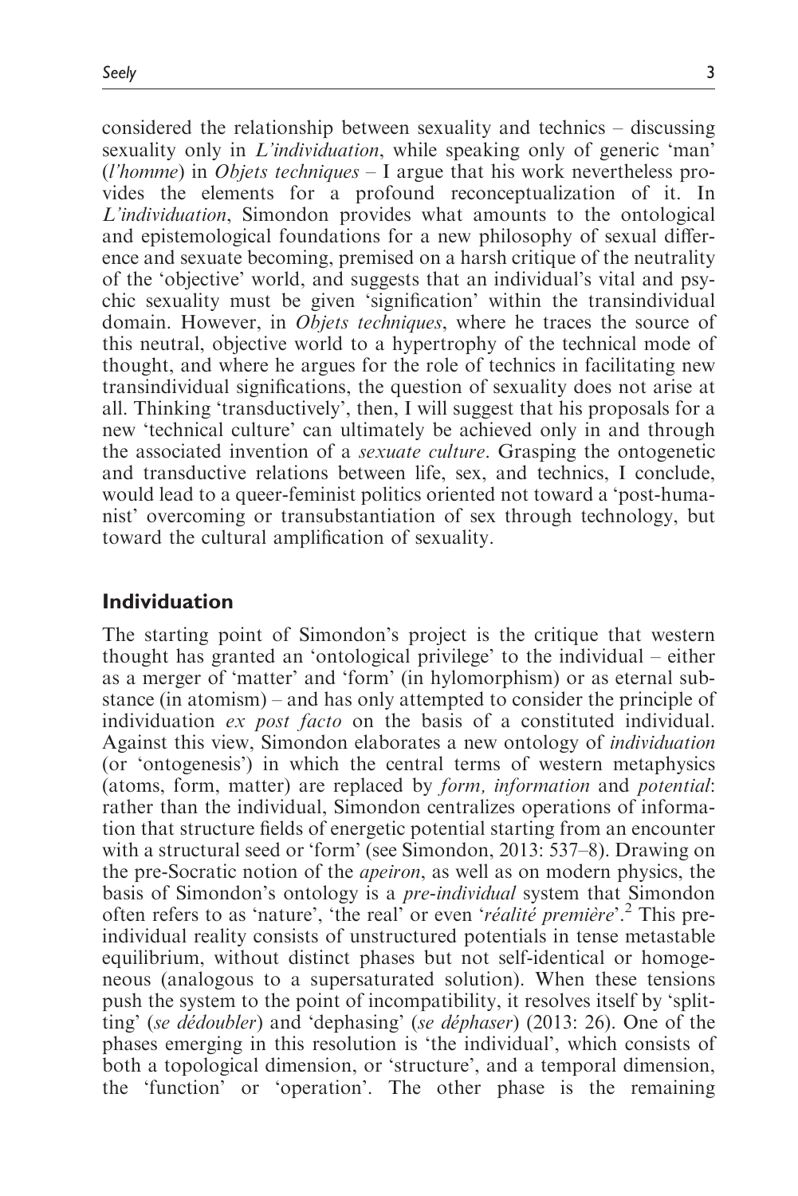considered the relationship between sexuality and technics – discussing sexuality only in *L'individuation*, while speaking only of generic 'man' (*l'homme*) in *Objets techniques* – I argue that his work nevertheless provides the elements for a profound reconceptualization of it. In *L'individuation*, Simondon provides what amounts to the ontological and epistemological foundations for a new philosophy of sexual difference and sexuate becoming, premised on a harsh critique of the neutrality of the 'objective' world, and suggests that an individual's vital and psychic sexuality must be given 'signification' within the transindividual domain. However, in *Objets techniques*, where he traces the source of this neutral, objective world to a hypertrophy of the technical mode of thought, and where he argues for the role of technics in facilitating new transindividual significations, the question of sexuality does not arise at all. Thinking 'transductively', then, I will suggest that his proposals for a new 'technical culture' can ultimately be achieved only in and through the associated invention of a *sexuate culture*. Grasping the ontogenetic and transductive relations between life, sex, and technics, I conclude, would lead to a queer-feminist politics oriented not toward a 'post-humanist' overcoming or transubstantiation of sex through technology, but toward the cultural amplification of sexuality.

## Individuation

The starting point of Simondon's project is the critique that western thought has granted an 'ontological privilege' to the individual – either as a merger of 'matter' and 'form' (in hylomorphism) or as eternal substance (in atomism) – and has only attempted to consider the principle of individuation *ex post facto* on the basis of a constituted individual. Against this view, Simondon elaborates a new ontology of *individuation* (or 'ontogenesis') in which the central terms of western metaphysics (atoms, form, matter) are replaced by *form, information* and *potential*: rather than the individual, Simondon centralizes operations of information that structure fields of energetic potential starting from an encounter with a structural seed or 'form' (see Simondon, 2013: 537–8). Drawing on the pre-Socratic notion of the *apeiron*, as well as on modern physics, the basis of Simondon's ontology is a *pre-individual* system that Simondon often refers to as 'nature', 'the real' or even '*réalité première*'.[2] This pre-individual reality consists of unstructured potentials in tense metastable equilibrium, without distinct phases but not self-identical or homogeneous (analogous to a supersaturated solution). When these tensions push the system to the point of incompatibility, it resolves itself by 'splitting' (*se dédoubler*) and 'dephasing' (*se déphaser*) (2013: 26). One of the phases emerging in this resolution is 'the individual', which consists of both a topological dimension, or 'structure', and a temporal dimension, the 'function' or 'operation'. The other phase is the remaining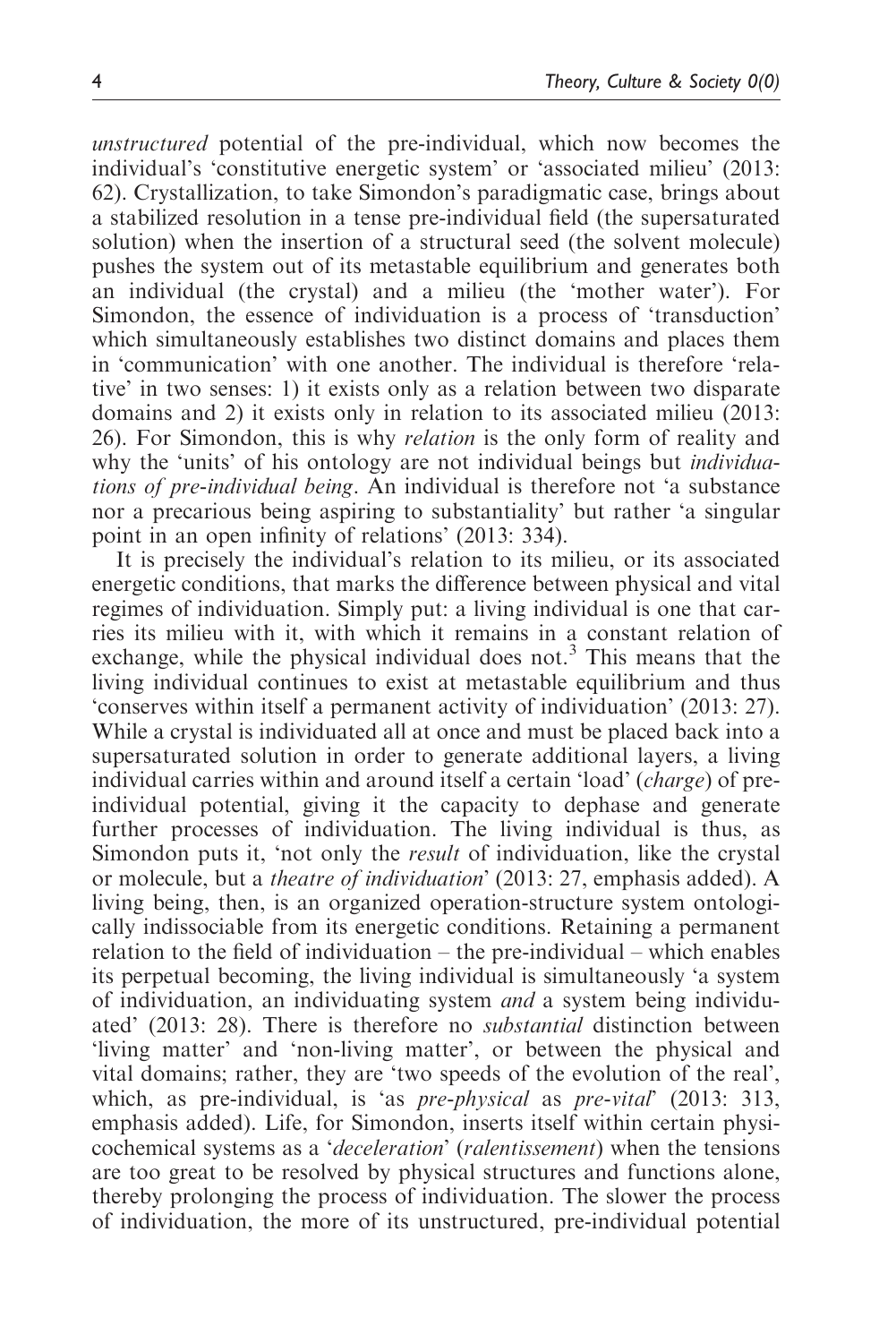*unstructured* potential of the pre-individual, which now becomes the individual's 'constitutive energetic system' or 'associated milieu' (2013: 62). Crystallization, to take Simondon's paradigmatic case, brings about a stabilized resolution in a tense pre-individual field (the supersaturated solution) when the insertion of a structural seed (the solvent molecule) pushes the system out of its metastable equilibrium and generates both an individual (the crystal) and a milieu (the 'mother water'). For Simondon, the essence of individuation is a process of 'transduction' which simultaneously establishes two distinct domains and places them in 'communication' with one another. The individual is therefore 'relative' in two senses: 1) it exists only as a relation between two disparate domains and 2) it exists only in relation to its associated milieu (2013: 26). For Simondon, this is why *relation* is the only form of reality and why the 'units' of his ontology are not individual beings but *individuations of pre-individual being*. An individual is therefore not 'a substance nor a precarious being aspiring to substantiality' but rather 'a singular point in an open infinity of relations' (2013: 334).

It is precisely the individual's relation to its milieu, or its associated energetic conditions, that marks the difference between physical and vital regimes of individuation. Simply put: a living individual is one that carries its milieu with it, with which it remains in a constant relation of exchange, while the physical individual does not.[3] This means that the living individual continues to exist at metastable equilibrium and thus 'conserves within itself a permanent activity of individuation' (2013: 27). While a crystal is individuated all at once and must be placed back into a supersaturated solution in order to generate additional layers, a living individual carries within and around itself a certain 'load' (*charge*) of pre-individual potential, giving it the capacity to dephase and generate further processes of individuation. The living individual is thus, as Simondon puts it, 'not only the *result* of individuation, like the crystal or molecule, but a *theatre of individuation*' (2013: 27, emphasis added). A living being, then, is an organized operation-structure system ontologically indissociable from its energetic conditions. Retaining a permanent relation to the field of individuation – the pre-individual – which enables its perpetual becoming, the living individual is simultaneously 'a system of individuation, an individuating system *and* a system being individuated' (2013: 28). There is therefore no *substantial* distinction between 'living matter' and 'non-living matter', or between the physical and vital domains; rather, they are 'two speeds of the evolution of the real', which, as pre-individual, is 'as *pre-physical* as *pre-vital*' (2013: 313, emphasis added). Life, for Simondon, inserts itself within certain physicochemical systems as a '*deceleration*' (*ralentissement*) when the tensions are too great to be resolved by physical structures and functions alone, thereby prolonging the process of individuation. The slower the process of individuation, the more of its unstructured, pre-individual potential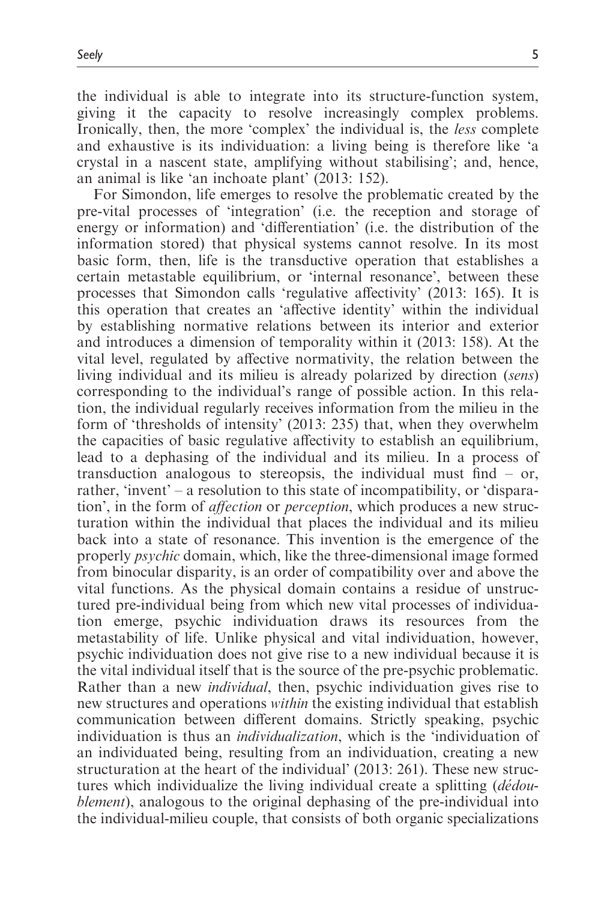the individual is able to integrate into its structure-function system, giving it the capacity to resolve increasingly complex problems. Ironically, then, the more 'complex' the individual is, the *less* complete and exhaustive is its individuation: a living being is therefore like 'a crystal in a nascent state, amplifying without stabilising'; and, hence, an animal is like 'an inchoate plant' (2013: 152).

For Simondon, life emerges to resolve the problematic created by the pre-vital processes of 'integration' (i.e. the reception and storage of energy or information) and 'differentiation' (i.e. the distribution of the information stored) that physical systems cannot resolve. In its most basic form, then, life is the transductive operation that establishes a certain metastable equilibrium, or 'internal resonance', between these processes that Simondon calls 'regulative affectivity' (2013: 165). It is this operation that creates an 'affective identity' within the individual by establishing normative relations between its interior and exterior and introduces a dimension of temporality within it (2013: 158). At the vital level, regulated by affective normativity, the relation between the living individual and its milieu is already polarized by direction (*sens*) corresponding to the individual's range of possible action. In this relation, the individual regularly receives information from the milieu in the form of 'thresholds of intensity' (2013: 235) that, when they overwhelm the capacities of basic regulative affectivity to establish an equilibrium, lead to a dephasing of the individual and its milieu. In a process of transduction analogous to stereopsis, the individual must find – or, rather, 'invent' – a resolution to this state of incompatibility, or 'disparation', in the form of *affection* or *perception*, which produces a new structuration within the individual that places the individual and its milieu back into a state of resonance. This invention is the emergence of the properly *psychic* domain, which, like the three-dimensional image formed from binocular disparity, is an order of compatibility over and above the vital functions. As the physical domain contains a residue of unstructured pre-individual being from which new vital processes of individuation emerge, psychic individuation draws its resources from the metastability of life. Unlike physical and vital individuation, however, psychic individuation does not give rise to a new individual because it is the vital individual itself that is the source of the pre-psychic problematic. Rather than a new *individual*, then, psychic individuation gives rise to new structures and operations *within* the existing individual that establish communication between different domains. Strictly speaking, psychic individuation is thus an *individualization*, which is the 'individuation of an individuated being, resulting from an individuation, creating a new structuration at the heart of the individual' (2013: 261). These new structures which individualize the living individual create a splitting (*dédoublement*), analogous to the original dephasing of the pre-individual into the individual-milieu couple, that consists of both organic specializations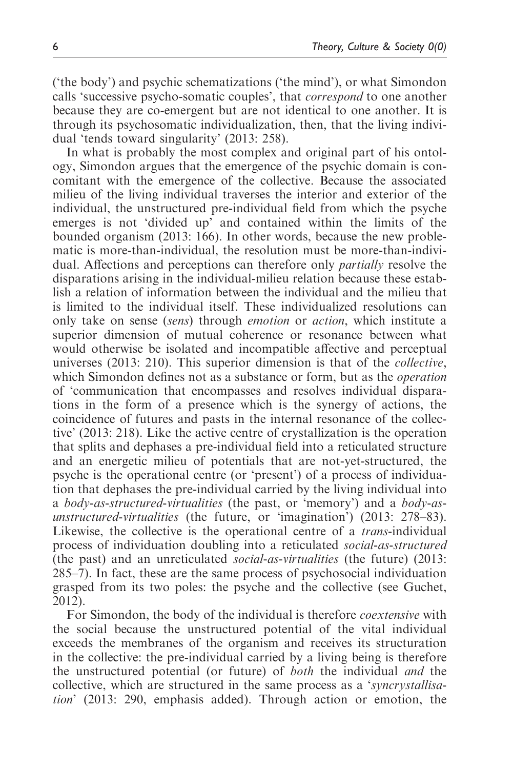('the body') and psychic schematizations ('the mind'), or what Simondon calls 'successive psycho-somatic couples', that *correspond* to one another because they are co-emergent but are not identical to one another. It is through its psychosomatic individualization, then, that the living individual 'tends toward singularity' (2013: 258).

In what is probably the most complex and original part of his ontology, Simondon argues that the emergence of the psychic domain is concomitant with the emergence of the collective. Because the associated milieu of the living individual traverses the interior and exterior of the individual, the unstructured pre-individual field from which the psyche emerges is not 'divided up' and contained within the limits of the bounded organism (2013: 166). In other words, because the new problematic is more-than-individual, the resolution must be more-than-individual. Affections and perceptions can therefore only *partially* resolve the disparations arising in the individual-milieu relation because these establish a relation of information between the individual and the milieu that is limited to the individual itself. These individualized resolutions can only take on sense (*sens*) through *emotion* or *action*, which institute a superior dimension of mutual coherence or resonance between what would otherwise be isolated and incompatible affective and perceptual universes (2013: 210). This superior dimension is that of the *collective*, which Simondon defines not as a substance or form, but as the *operation* of 'communication that encompasses and resolves individual disparations in the form of a presence which is the synergy of actions, the coincidence of futures and pasts in the internal resonance of the collective' (2013: 218). Like the active centre of crystallization is the operation that splits and dephases a pre-individual field into a reticulated structure and an energetic milieu of potentials that are not-yet-structured, the psyche is the operational centre (or 'present') of a process of individuation that dephases the pre-individual carried by the living individual into a *body-as-structured-virtualities* (the past, or 'memory') and a *body-as-unstructured-virtualities* (the future, or 'imagination') (2013: 278–83). Likewise, the collective is the operational centre of a *trans*-individual process of individuation doubling into a reticulated *social-as-structured* (the past) and an unreticulated *social-as-virtualities* (the future) (2013: 285–7). In fact, these are the same process of psychosocial individuation grasped from its two poles: the psyche and the collective (see Guchet, 2012).

For Simondon, the body of the individual is therefore *coextensive* with the social because the unstructured potential of the vital individual exceeds the membranes of the organism and receives its structuration in the collective: the pre-individual carried by a living being is therefore the unstructured potential (or future) of *both* the individual *and* the collective, which are structured in the same process as a '*syncrystallisation*' (2013: 290, emphasis added). Through action or emotion, the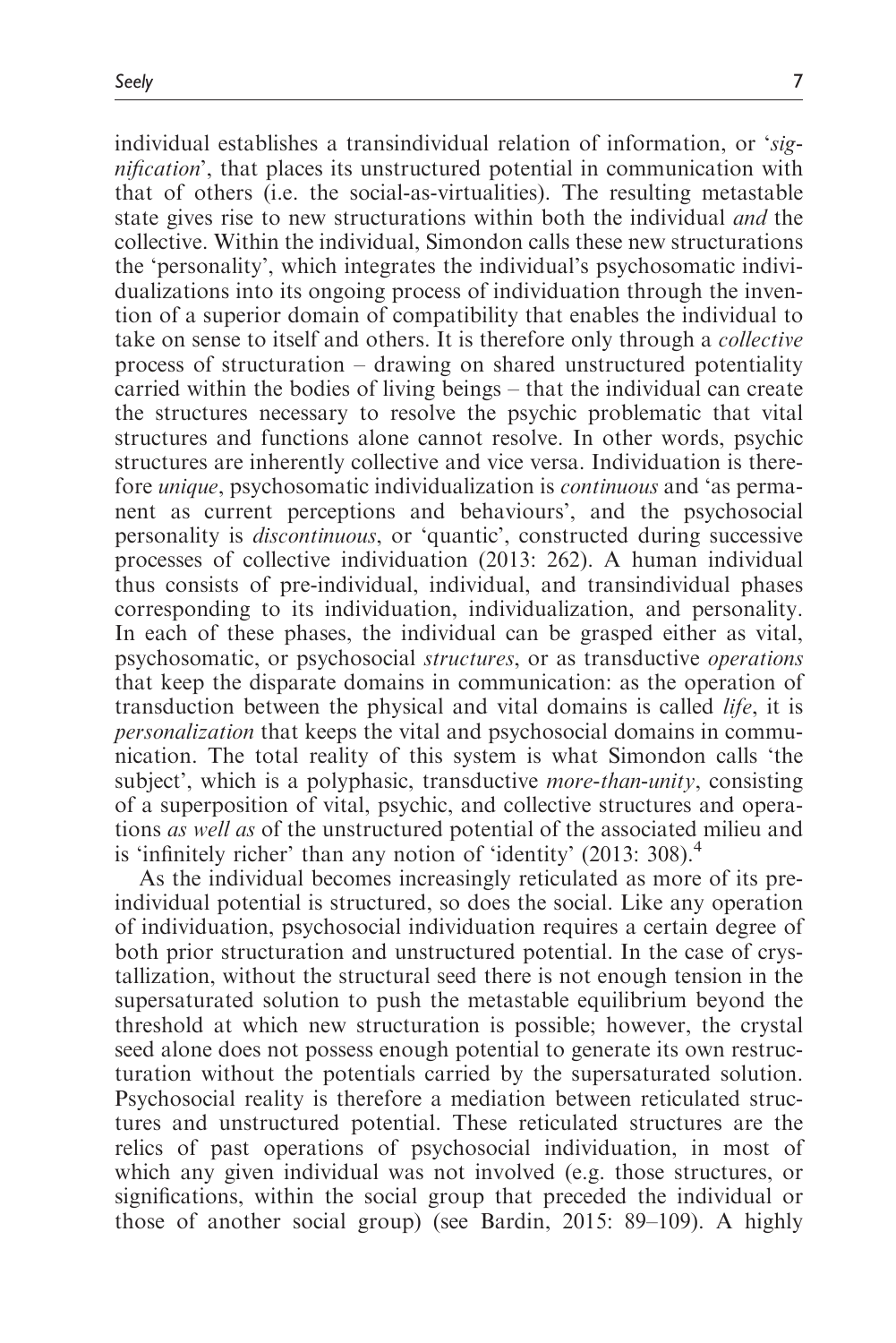individual establishes a transindividual relation of information, or '*signification*', that places its unstructured potential in communication with that of others (i.e. the social-as-virtualities). The resulting metastable state gives rise to new structurations within both the individual *and* the collective. Within the individual, Simondon calls these new structurations the 'personality', which integrates the individual's psychosomatic individualizations into its ongoing process of individuation through the invention of a superior domain of compatibility that enables the individual to take on sense to itself and others. It is therefore only through a *collective* process of structuration – drawing on shared unstructured potentiality carried within the bodies of living beings – that the individual can create the structures necessary to resolve the psychic problematic that vital structures and functions alone cannot resolve. In other words, psychic structures are inherently collective and vice versa. Individuation is therefore *unique*, psychosomatic individualization is *continuous* and 'as permanent as current perceptions and behaviours', and the psychosocial personality is *discontinuous*, or 'quantic', constructed during successive processes of collective individuation (2013: 262). A human individual thus consists of pre-individual, individual, and transindividual phases corresponding to its individuation, individualization, and personality. In each of these phases, the individual can be grasped either as vital, psychosomatic, or psychosocial *structures*, or as transductive *operations* that keep the disparate domains in communication: as the operation of transduction between the physical and vital domains is called *life*, it is *personalization* that keeps the vital and psychosocial domains in communication. The total reality of this system is what Simondon calls 'the subject', which is a polyphasic, transductive *more-than-unity*, consisting of a superposition of vital, psychic, and collective structures and operations *as well as* of the unstructured potential of the associated milieu and is 'infinitely richer' than any notion of 'identity' (2013: 308).[4]

As the individual becomes increasingly reticulated as more of its pre-individual potential is structured, so does the social. Like any operation of individuation, psychosocial individuation requires a certain degree of both prior structuration and unstructured potential. In the case of crystallization, without the structural seed there is not enough tension in the supersaturated solution to push the metastable equilibrium beyond the threshold at which new structuration is possible; however, the crystal seed alone does not possess enough potential to generate its own restructuration without the potentials carried by the supersaturated solution. Psychosocial reality is therefore a mediation between reticulated structures and unstructured potential. These reticulated structures are the relics of past operations of psychosocial individuation, in most of which any given individual was not involved (e.g. those structures, or significations, within the social group that preceded the individual or those of another social group) (see Bardin, 2015: 89–109). A highly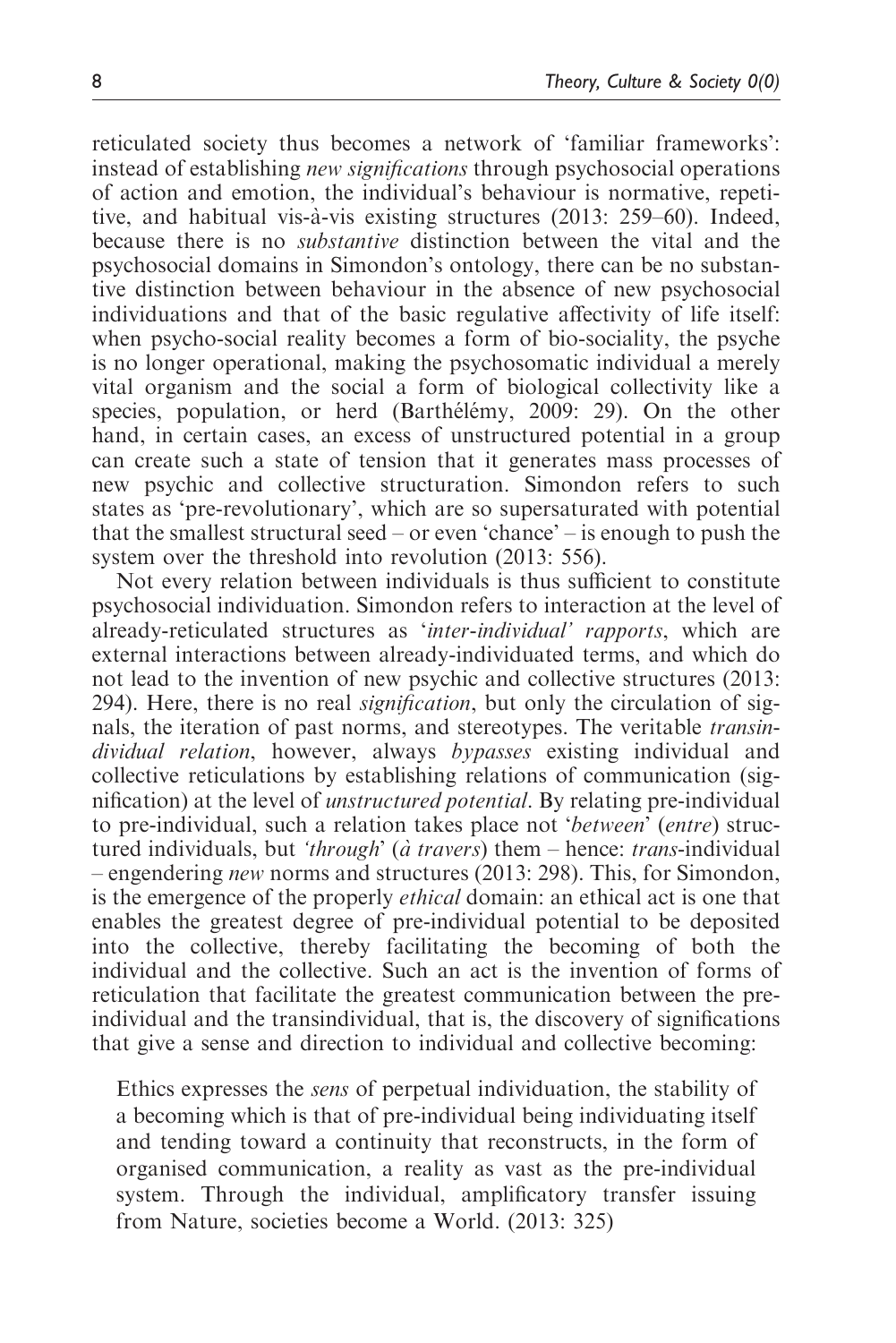reticulated society thus becomes a network of 'familiar frameworks': instead of establishing *new significations* through psychosocial operations of action and emotion, the individual's behaviour is normative, repetitive, and habitual vis-à-vis existing structures (2013: 259–60). Indeed, because there is no *substantive* distinction between the vital and the psychosocial domains in Simondon's ontology, there can be no substantive distinction between behaviour in the absence of new psychosocial individuations and that of the basic regulative affectivity of life itself: when psycho-social reality becomes a form of bio-sociality, the psyche is no longer operational, making the psychosomatic individual a merely vital organism and the social a form of biological collectivity like a species, population, or herd (Barthélémy, 2009: 29). On the other hand, in certain cases, an excess of unstructured potential in a group can create such a state of tension that it generates mass processes of new psychic and collective structuration. Simondon refers to such states as 'pre-revolutionary', which are so supersaturated with potential that the smallest structural seed – or even 'chance' – is enough to push the system over the threshold into revolution (2013: 556).

Not every relation between individuals is thus sufficient to constitute psychosocial individuation. Simondon refers to interaction at the level of already-reticulated structures as '*inter-individual' rapports*, which are external interactions between already-individuated terms, and which do not lead to the invention of new psychic and collective structures (2013: 294). Here, there is no real *signification*, but only the circulation of signals, the iteration of past norms, and stereotypes. The veritable *transindividual relation*, however, always *bypasses* existing individual and collective reticulations by establishing relations of communication (signification) at the level of *unstructured potential*. By relating pre-individual to pre-individual, such a relation takes place not '*between*' (*entre*) structured individuals, but *'through*' (*à travers*) them – hence: *trans*-individual – engendering *new* norms and structures (2013: 298). This, for Simondon, is the emergence of the properly *ethical* domain: an ethical act is one that enables the greatest degree of pre-individual potential to be deposited into the collective, thereby facilitating the becoming of both the individual and the collective. Such an act is the invention of forms of reticulation that facilitate the greatest communication between the pre-individual and the transindividual, that is, the discovery of significations that give a sense and direction to individual and collective becoming:

> Ethics expresses the *sens* of perpetual individuation, the stability of a becoming which is that of pre-individual being individuating itself and tending toward a continuity that reconstructs, in the form of organised communication, a reality as vast as the pre-individual system. Through the individual, amplificatory transfer issuing from Nature, societies become a World. (2013: 325)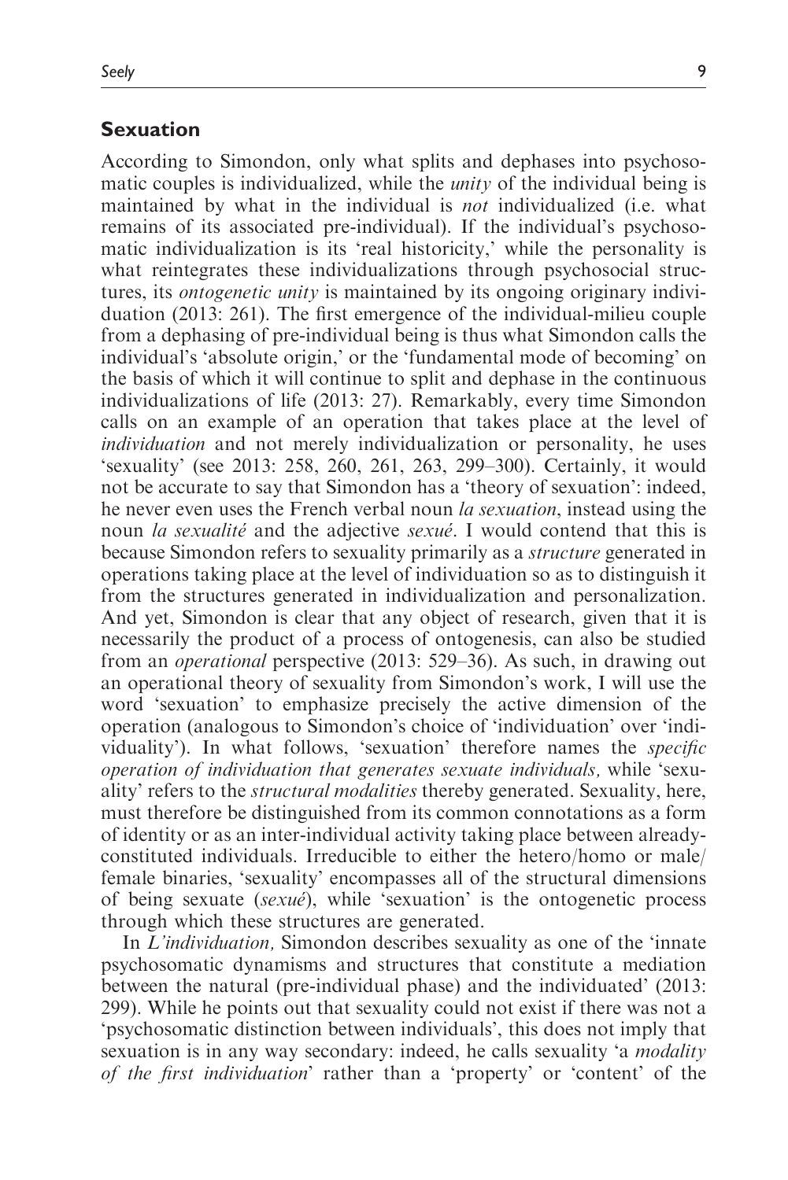## Sexuation

According to Simondon, only what splits and dephases into psychosomatic couples is individualized, while the *unity* of the individual being is maintained by what in the individual is *not* individualized (i.e. what remains of its associated pre-individual). If the individual's psychosomatic individualization is its 'real historicity,' while the personality is what reintegrates these individualizations through psychosocial structures, its *ontogenetic unity* is maintained by its ongoing originary individuation (2013: 261). The first emergence of the individual-milieu couple from a dephasing of pre-individual being is thus what Simondon calls the individual's 'absolute origin,' or the 'fundamental mode of becoming' on the basis of which it will continue to split and dephase in the continuous individualizations of life (2013: 27). Remarkably, every time Simondon calls on an example of an operation that takes place at the level of *individuation* and not merely individualization or personality, he uses 'sexuality' (see 2013: 258, 260, 261, 263, 299–300). Certainly, it would not be accurate to say that Simondon has a 'theory of sexuation': indeed, he never even uses the French verbal noun *la sexuation*, instead using the noun *la sexualité* and the adjective *sexué*. I would contend that this is because Simondon refers to sexuality primarily as a *structure* generated in operations taking place at the level of individuation so as to distinguish it from the structures generated in individualization and personalization. And yet, Simondon is clear that any object of research, given that it is necessarily the product of a process of ontogenesis, can also be studied from an *operational* perspective (2013: 529–36). As such, in drawing out an operational theory of sexuality from Simondon's work, I will use the word 'sexuation' to emphasize precisely the active dimension of the operation (analogous to Simondon's choice of 'individuation' over 'individuality'). In what follows, 'sexuation' therefore names the *specific operation of individuation that generates sexuate individuals,* while 'sexuality' refers to the *structural modalities* thereby generated. Sexuality, here, must therefore be distinguished from its common connotations as a form of identity or as an inter-individual activity taking place between already-constituted individuals. Irreducible to either the hetero/homo or male/female binaries, 'sexuality' encompasses all of the structural dimensions of being sexuate (*sexué*), while 'sexuation' is the ontogenetic process through which these structures are generated.

In *L'individuation,* Simondon describes sexuality as one of the 'innate psychosomatic dynamisms and structures that constitute a mediation between the natural (pre-individual phase) and the individuated' (2013: 299). While he points out that sexuality could not exist if there was not a 'psychosomatic distinction between individuals', this does not imply that sexuation is in any way secondary: indeed, he calls sexuality 'a *modality of the first individuation*' rather than a 'property' or 'content' of the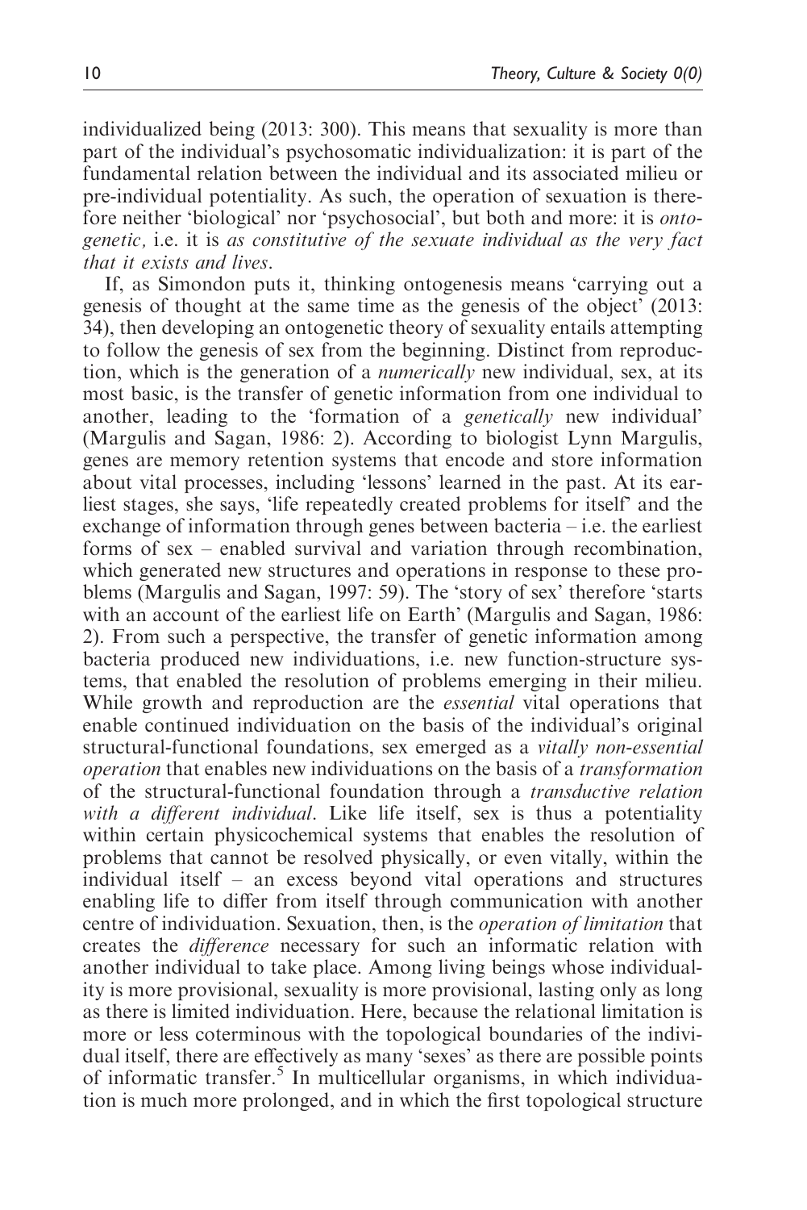individualized being (2013: 300). This means that sexuality is more than part of the individual's psychosomatic individualization: it is part of the fundamental relation between the individual and its associated milieu or pre-individual potentiality. As such, the operation of sexuation is therefore neither 'biological' nor 'psychosocial', but both and more: it is *ontogenetic,* i.e. it is *as constitutive of the sexuate individual as the very fact that it exists and lives*.

If, as Simondon puts it, thinking ontogenesis means 'carrying out a genesis of thought at the same time as the genesis of the object' (2013: 34), then developing an ontogenetic theory of sexuality entails attempting to follow the genesis of sex from the beginning. Distinct from reproduction, which is the generation of a *numerically* new individual, sex, at its most basic, is the transfer of genetic information from one individual to another, leading to the 'formation of a *genetically* new individual' (Margulis and Sagan, 1986: 2). According to biologist Lynn Margulis, genes are memory retention systems that encode and store information about vital processes, including 'lessons' learned in the past. At its earliest stages, she says, 'life repeatedly created problems for itself' and the exchange of information through genes between bacteria – i.e. the earliest forms of sex – enabled survival and variation through recombination, which generated new structures and operations in response to these problems (Margulis and Sagan, 1997: 59). The 'story of sex' therefore 'starts with an account of the earliest life on Earth' (Margulis and Sagan, 1986: 2). From such a perspective, the transfer of genetic information among bacteria produced new individuations, i.e. new function-structure systems, that enabled the resolution of problems emerging in their milieu. While growth and reproduction are the *essential* vital operations that enable continued individuation on the basis of the individual's original structural-functional foundations, sex emerged as a *vitally non-essential operation* that enables new individuations on the basis of a *transformation* of the structural-functional foundation through a *transductive relation with a different individual*. Like life itself, sex is thus a potentiality within certain physicochemical systems that enables the resolution of problems that cannot be resolved physically, or even vitally, within the individual itself – an excess beyond vital operations and structures enabling life to differ from itself through communication with another centre of individuation. Sexuation, then, is the *operation of limitation* that creates the *difference* necessary for such an informatic relation with another individual to take place. Among living beings whose individuality is more provisional, sexuality is more provisional, lasting only as long as there is limited individuation. Here, because the relational limitation is more or less coterminous with the topological boundaries of the individual itself, there are effectively as many 'sexes' as there are possible points of informatic transfer.[5] In multicellular organisms, in which individuation is much more prolonged, and in which the first topological structure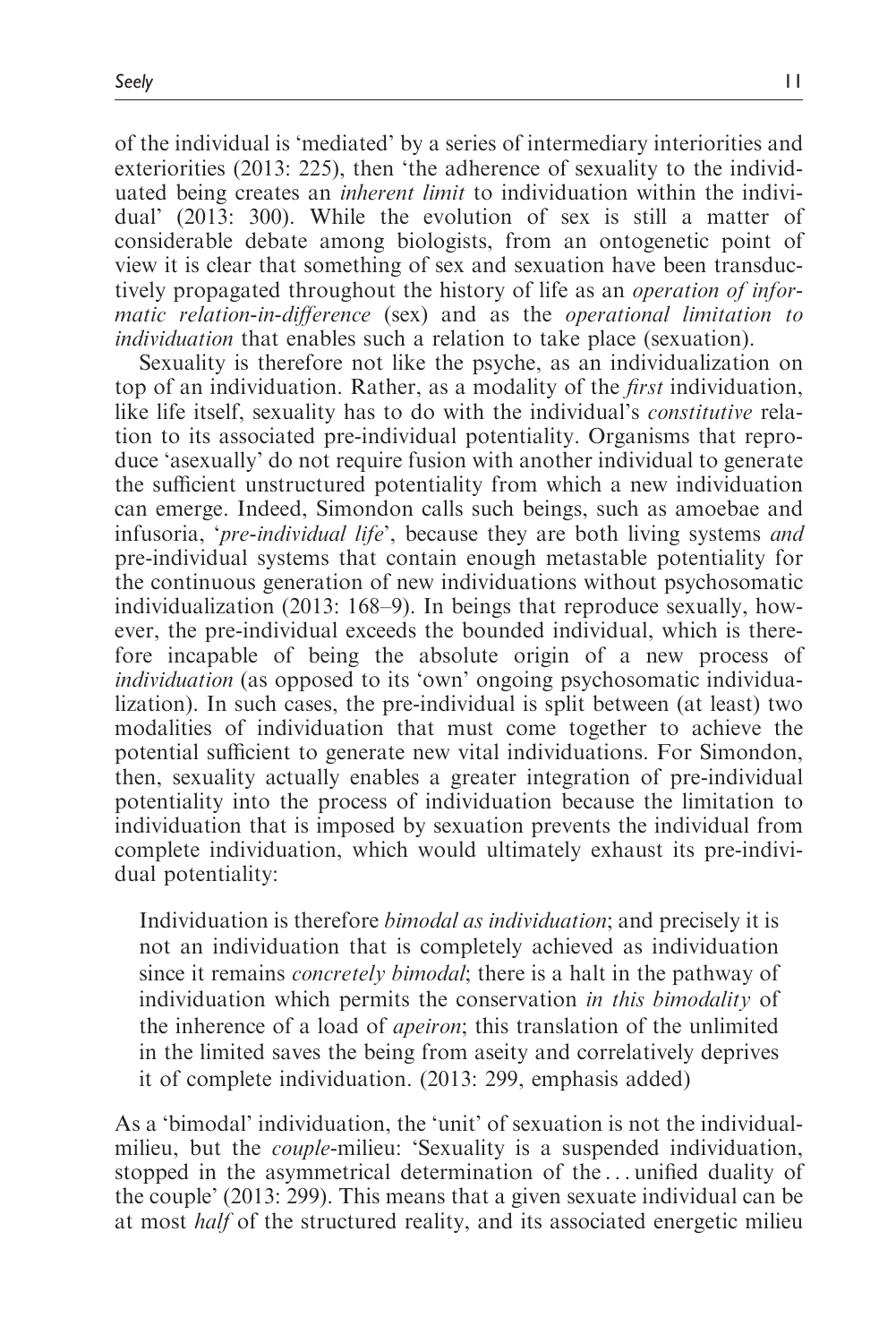of the individual is 'mediated' by a series of intermediary interiorities and exteriorities (2013: 225), then 'the adherence of sexuality to the individuated being creates an *inherent limit* to individuation within the individual' (2013: 300). While the evolution of sex is still a matter of considerable debate among biologists, from an ontogenetic point of view it is clear that something of sex and sexuation have been transductively propagated throughout the history of life as an *operation of informatic relation-in-difference* (sex) and as the *operational limitation to individuation* that enables such a relation to take place (sexuation).

Sexuality is therefore not like the psyche, as an individualization on top of an individuation. Rather, as a modality of the *first* individuation, like life itself, sexuality has to do with the individual's *constitutive* relation to its associated pre-individual potentiality. Organisms that reproduce 'asexually' do not require fusion with another individual to generate the sufficient unstructured potentiality from which a new individuation can emerge. Indeed, Simondon calls such beings, such as amoebae and infusoria, '*pre-individual life*', because they are both living systems *and* pre-individual systems that contain enough metastable potentiality for the continuous generation of new individuations without psychosomatic individualization (2013: 168–9). In beings that reproduce sexually, however, the pre-individual exceeds the bounded individual, which is therefore incapable of being the absolute origin of a new process of *individuation* (as opposed to its 'own' ongoing psychosomatic individualization). In such cases, the pre-individual is split between (at least) two modalities of individuation that must come together to achieve the potential sufficient to generate new vital individuations. For Simondon, then, sexuality actually enables a greater integration of pre-individual potentiality into the process of individuation because the limitation to individuation that is imposed by sexuation prevents the individual from complete individuation, which would ultimately exhaust its pre-individual potentiality:

> Individuation is therefore *bimodal as individuation*; and precisely it is not an individuation that is completely achieved as individuation since it remains *concretely bimodal*; there is a halt in the pathway of individuation which permits the conservation *in this bimodality* of the inherence of a load of *apeiron*; this translation of the unlimited in the limited saves the being from aseity and correlatively deprives it of complete individuation. (2013: 299, emphasis added)

As a 'bimodal' individuation, the 'unit' of sexuation is not the individual-milieu, but the *couple*-milieu: 'Sexuality is a suspended individuation, stopped in the asymmetrical determination of the . . . unified duality of the couple' (2013: 299). This means that a given sexuate individual can be at most *half* of the structured reality, and its associated energetic milieu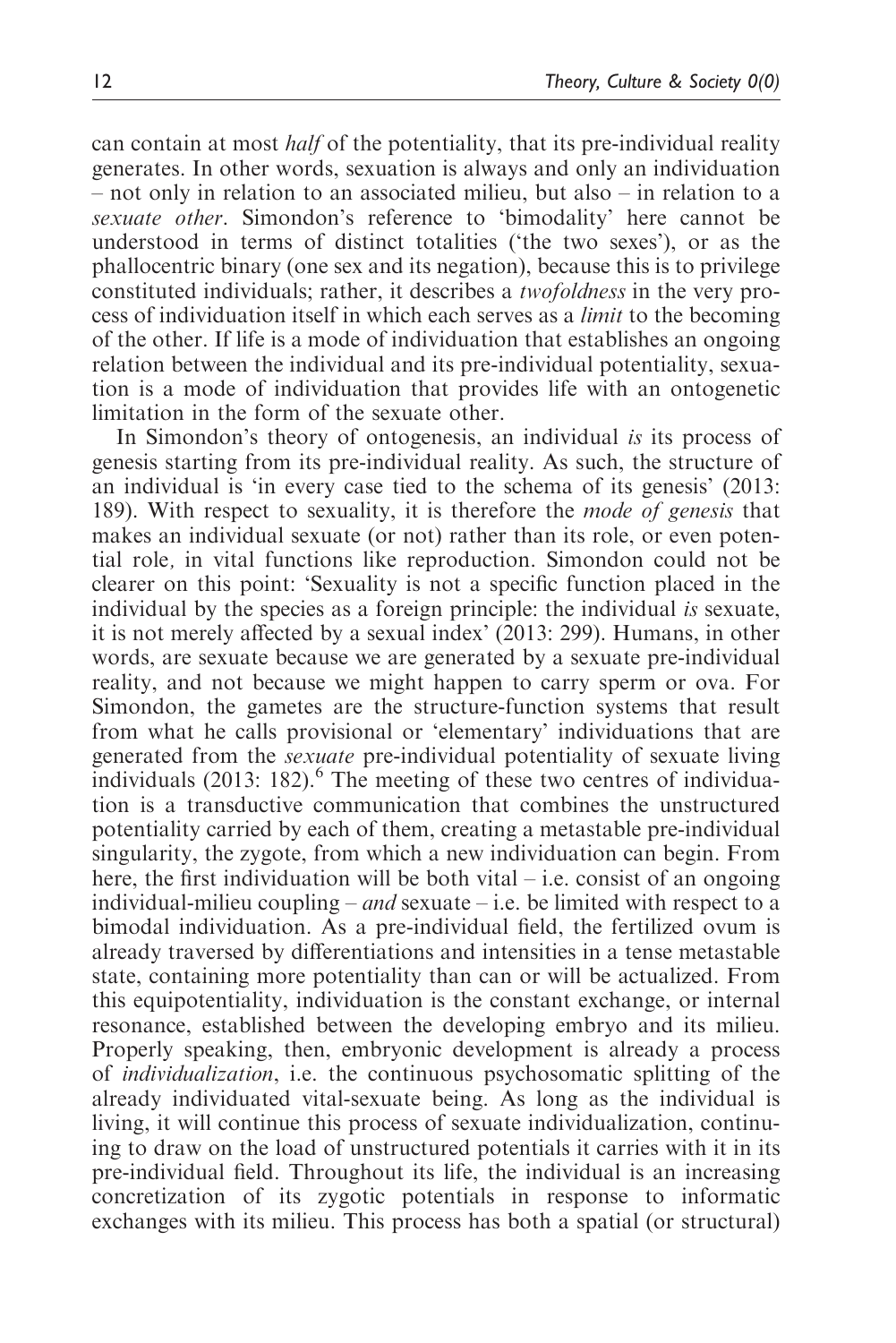can contain at most *half* of the potentiality, that its pre-individual reality generates. In other words, sexuation is always and only an individuation – not only in relation to an associated milieu, but also – in relation to a *sexuate other*. Simondon's reference to 'bimodality' here cannot be understood in terms of distinct totalities ('the two sexes'), or as the phallocentric binary (one sex and its negation), because this is to privilege constituted individuals; rather, it describes a *twofoldness* in the very process of individuation itself in which each serves as a *limit* to the becoming of the other. If life is a mode of individuation that establishes an ongoing relation between the individual and its pre-individual potentiality, sexuation is a mode of individuation that provides life with an ontogenetic limitation in the form of the sexuate other.

In Simondon's theory of ontogenesis, an individual *is* its process of genesis starting from its pre-individual reality. As such, the structure of an individual is 'in every case tied to the schema of its genesis' (2013: 189). With respect to sexuality, it is therefore the *mode of genesis* that makes an individual sexuate (or not) rather than its role, or even potential role, in vital functions like reproduction. Simondon could not be clearer on this point: 'Sexuality is not a specific function placed in the individual by the species as a foreign principle: the individual *is* sexuate, it is not merely affected by a sexual index' (2013: 299). Humans, in other words, are sexuate because we are generated by a sexuate pre-individual reality, and not because we might happen to carry sperm or ova. For Simondon, the gametes are the structure-function systems that result from what he calls provisional or 'elementary' individuations that are generated from the *sexuate* pre-individual potentiality of sexuate living individuals (2013: 182).[6] The meeting of these two centres of individuation is a transductive communication that combines the unstructured potentiality carried by each of them, creating a metastable pre-individual singularity, the zygote, from which a new individuation can begin. From here, the first individuation will be both vital – i.e. consist of an ongoing individual-milieu coupling – *and* sexuate – i.e. be limited with respect to a bimodal individuation. As a pre-individual field, the fertilized ovum is already traversed by differentiations and intensities in a tense metastable state, containing more potentiality than can or will be actualized. From this equipotentiality, individuation is the constant exchange, or internal resonance, established between the developing embryo and its milieu. Properly speaking, then, embryonic development is already a process of *individualization*, i.e. the continuous psychosomatic splitting of the already individuated vital-sexuate being. As long as the individual is living, it will continue this process of sexuate individualization, continuing to draw on the load of unstructured potentials it carries with it in its pre-individual field. Throughout its life, the individual is an increasing concretization of its zygotic potentials in response to informatic exchanges with its milieu. This process has both a spatial (or structural)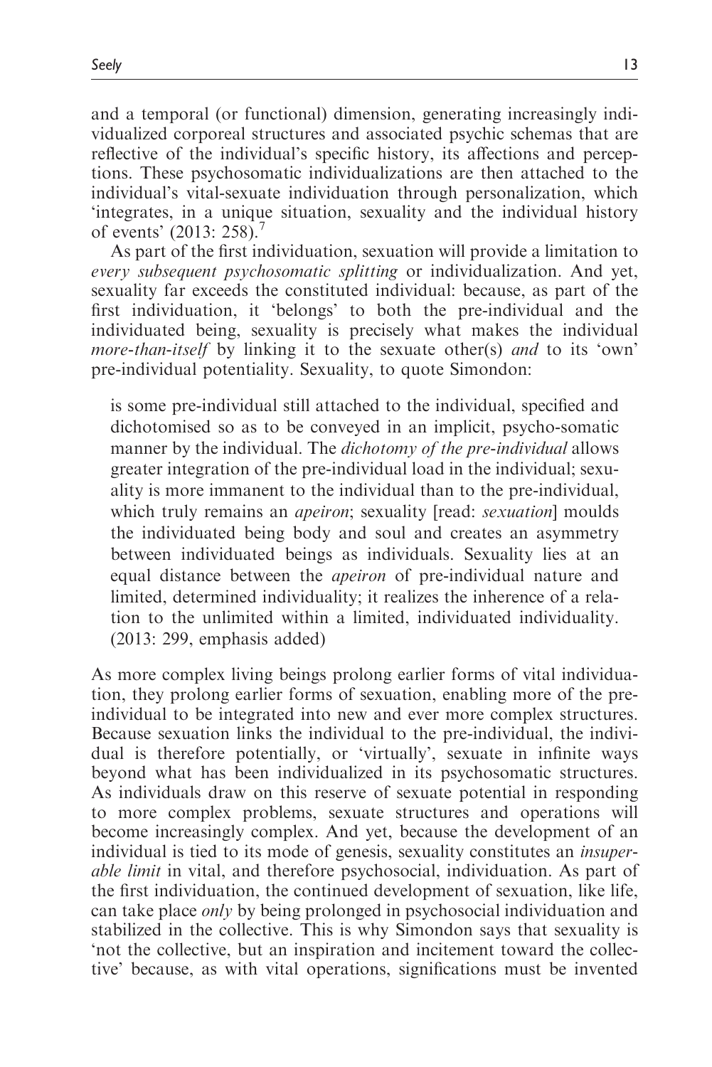and a temporal (or functional) dimension, generating increasingly individualized corporeal structures and associated psychic schemas that are reflective of the individual's specific history, its affections and perceptions. These psychosomatic individualizations are then attached to the individual's vital-sexuate individuation through personalization, which 'integrates, in a unique situation, sexuality and the individual history of events' (2013: 258).[7]

As part of the first individuation, sexuation will provide a limitation to *every subsequent psychosomatic splitting* or individualization. And yet, sexuality far exceeds the constituted individual: because, as part of the first individuation, it 'belongs' to both the pre-individual and the individuated being, sexuality is precisely what makes the individual *more-than-itself* by linking it to the sexuate other(s) *and* to its 'own' pre-individual potentiality. Sexuality, to quote Simondon:

> is some pre-individual still attached to the individual, specified and dichotomised so as to be conveyed in an implicit, psycho-somatic manner by the individual. The *dichotomy of the pre-individual* allows greater integration of the pre-individual load in the individual; sexuality is more immanent to the individual than to the pre-individual, which truly remains an *apeiron*; sexuality [read: *sexuation*] moulds the individuated being body and soul and creates an asymmetry between individuated beings as individuals. Sexuality lies at an equal distance between the *apeiron* of pre-individual nature and limited, determined individuality; it realizes the inherence of a relation to the unlimited within a limited, individuated individuality. (2013: 299, emphasis added)

As more complex living beings prolong earlier forms of vital individuation, they prolong earlier forms of sexuation, enabling more of the pre-individual to be integrated into new and ever more complex structures. Because sexuation links the individual to the pre-individual, the individual is therefore potentially, or 'virtually', sexuate in infinite ways beyond what has been individualized in its psychosomatic structures. As individuals draw on this reserve of sexuate potential in responding to more complex problems, sexuate structures and operations will become increasingly complex. And yet, because the development of an individual is tied to its mode of genesis, sexuality constitutes an *insuperable limit* in vital, and therefore psychosocial, individuation. As part of the first individuation, the continued development of sexuation, like life, can take place *only* by being prolonged in psychosocial individuation and stabilized in the collective. This is why Simondon says that sexuality is 'not the collective, but an inspiration and incitement toward the collective' because, as with vital operations, significations must be invented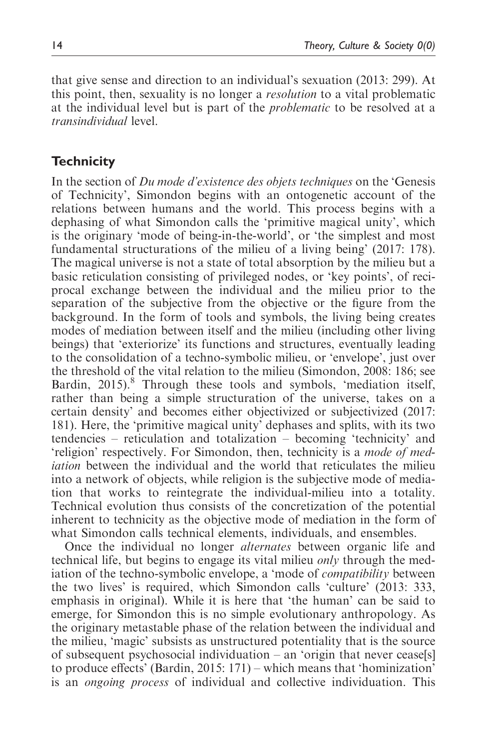that give sense and direction to an individual's sexuation (2013: 299). At this point, then, sexuality is no longer a *resolution* to a vital problematic at the individual level but is part of the *problematic* to be resolved at a *transindividual* level.

## Technicity

In the section of *Du mode d'existence des objets techniques* on the 'Genesis of Technicity', Simondon begins with an ontogenetic account of the relations between humans and the world. This process begins with a dephasing of what Simondon calls the 'primitive magical unity', which is the originary 'mode of being-in-the-world', or 'the simplest and most fundamental structurations of the milieu of a living being' (2017: 178). The magical universe is not a state of total absorption by the milieu but a basic reticulation consisting of privileged nodes, or 'key points', of reciprocal exchange between the individual and the milieu prior to the separation of the subjective from the objective or the figure from the background. In the form of tools and symbols, the living being creates modes of mediation between itself and the milieu (including other living beings) that 'exteriorize' its functions and structures, eventually leading to the consolidation of a techno-symbolic milieu, or 'envelope', just over the threshold of the vital relation to the milieu (Simondon, 2008: 186; see Bardin, 2015).[8] Through these tools and symbols, 'mediation itself, rather than being a simple structuration of the universe, takes on a certain density' and becomes either objectivized or subjectivized (2017: 181). Here, the 'primitive magical unity' dephases and splits, with its two tendencies – reticulation and totalization – becoming 'technicity' and 'religion' respectively. For Simondon, then, technicity is a *mode of mediation* between the individual and the world that reticulates the milieu into a network of objects, while religion is the subjective mode of mediation that works to reintegrate the individual-milieu into a totality. Technical evolution thus consists of the concretization of the potential inherent to technicity as the objective mode of mediation in the form of what Simondon calls technical elements, individuals, and ensembles.

Once the individual no longer *alternates* between organic life and technical life, but begins to engage its vital milieu *only* through the mediation of the techno-symbolic envelope, a 'mode of *compatibility* between the two lives' is required, which Simondon calls 'culture' (2013: 333, emphasis in original). While it is here that 'the human' can be said to emerge, for Simondon this is no simple evolutionary anthropology. As the originary metastable phase of the relation between the individual and the milieu, 'magic' subsists as unstructured potentiality that is the source of subsequent psychosocial individuation – an 'origin that never cease[s] to produce effects' (Bardin, 2015: 171) – which means that 'hominization' is an *ongoing process* of individual and collective individuation. This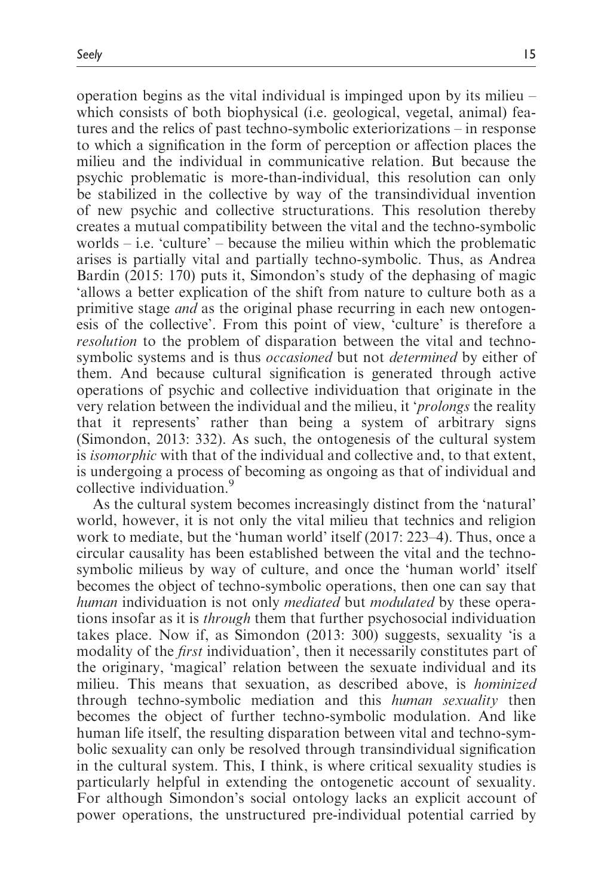operation begins as the vital individual is impinged upon by its milieu – which consists of both biophysical (i.e. geological, vegetal, animal) features and the relics of past techno-symbolic exteriorizations – in response to which a signification in the form of perception or affection places the milieu and the individual in communicative relation. But because the psychic problematic is more-than-individual, this resolution can only be stabilized in the collective by way of the transindividual invention of new psychic and collective structurations. This resolution thereby creates a mutual compatibility between the vital and the techno-symbolic worlds – i.e. 'culture' – because the milieu within which the problematic arises is partially vital and partially techno-symbolic. Thus, as Andrea Bardin (2015: 170) puts it, Simondon's study of the dephasing of magic 'allows a better explication of the shift from nature to culture both as a primitive stage *and* as the original phase recurring in each new ontogenesis of the collective'. From this point of view, 'culture' is therefore a *resolution* to the problem of disparation between the vital and techno-symbolic systems and is thus *occasioned* but not *determined* by either of them. And because cultural signification is generated through active operations of psychic and collective individuation that originate in the very relation between the individual and the milieu, it '*prolongs* the reality that it represents' rather than being a system of arbitrary signs (Simondon, 2013: 332). As such, the ontogenesis of the cultural system is *isomorphic* with that of the individual and collective and, to that extent, is undergoing a process of becoming as ongoing as that of individual and collective individuation.[9]

As the cultural system becomes increasingly distinct from the 'natural' world, however, it is not only the vital milieu that technics and religion work to mediate, but the 'human world' itself (2017: 223–4). Thus, once a circular causality has been established between the vital and the techno-symbolic milieus by way of culture, and once the 'human world' itself becomes the object of techno-symbolic operations, then one can say that *human* individuation is not only *mediated* but *modulated* by these operations insofar as it is *through* them that further psychosocial individuation takes place. Now if, as Simondon (2013: 300) suggests, sexuality 'is a modality of the *first* individuation', then it necessarily constitutes part of the originary, 'magical' relation between the sexuate individual and its milieu. This means that sexuation, as described above, is *hominized* through techno-symbolic mediation and this *human sexuality* then becomes the object of further techno-symbolic modulation. And like human life itself, the resulting disparation between vital and techno-symbolic sexuality can only be resolved through transindividual signification in the cultural system. This, I think, is where critical sexuality studies is particularly helpful in extending the ontogenetic account of sexuality. For although Simondon's social ontology lacks an explicit account of power operations, the unstructured pre-individual potential carried by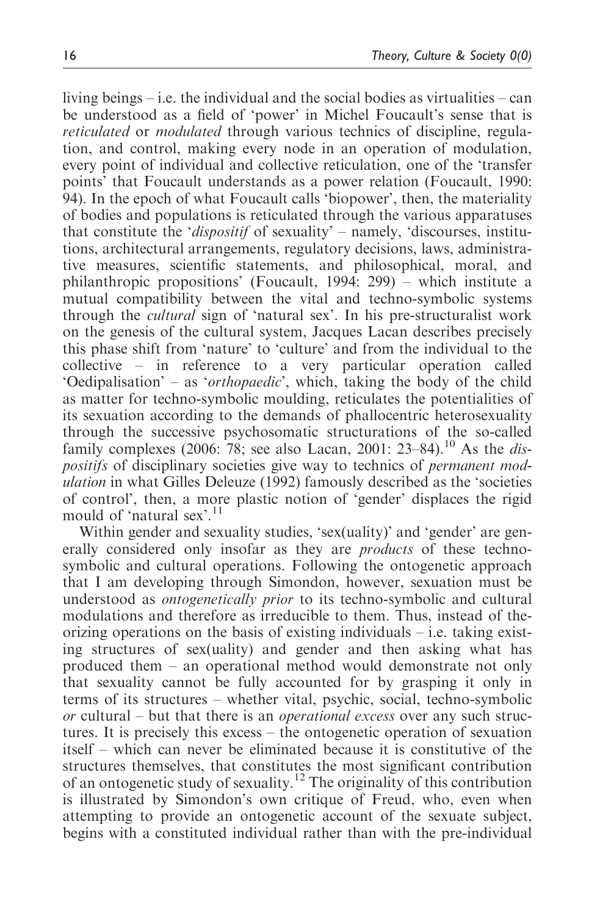living beings – i.e. the individual and the social bodies as virtualities – can be understood as a field of 'power' in Michel Foucault's sense that is *reticulated* or *modulated* through various technics of discipline, regulation, and control, making every node in an operation of modulation, every point of individual and collective reticulation, one of the 'transfer points' that Foucault understands as a power relation (Foucault, 1990: 94). In the epoch of what Foucault calls 'biopower', then, the materiality of bodies and populations is reticulated through the various apparatuses that constitute the '*dispositif* of sexuality' – namely, 'discourses, institutions, architectural arrangements, regulatory decisions, laws, administrative measures, scientific statements, and philosophical, moral, and philanthropic propositions' (Foucault, 1994: 299) – which institute a mutual compatibility between the vital and techno-symbolic systems through the *cultural* sign of 'natural sex'. In his pre-structuralist work on the genesis of the cultural system, Jacques Lacan describes precisely this phase shift from 'nature' to 'culture' and from the individual to the collective – in reference to a very particular operation called 'Oedipalisation' – as '*orthopaedic*', which, taking the body of the child as matter for techno-symbolic moulding, reticulates the potentialities of its sexuation according to the demands of phallocentric heterosexuality through the successive psychosomatic structurations of the so-called family complexes (2006: 78; see also Lacan, 2001: 23–84).[10] As the *dispositifs* of disciplinary societies give way to technics of *permanent modulation* in what Gilles Deleuze (1992) famously described as the 'societies of control', then, a more plastic notion of 'gender' displaces the rigid mould of 'natural sex'.[11]

Within gender and sexuality studies, 'sex(uality)' and 'gender' are generally considered only insofar as they are *products* of these techno-symbolic and cultural operations. Following the ontogenetic approach that I am developing through Simondon, however, sexuation must be understood as *ontogenetically prior* to its techno-symbolic and cultural modulations and therefore as irreducible to them. Thus, instead of theorizing operations on the basis of existing individuals – i.e. taking existing structures of sex(uality) and gender and then asking what has produced them – an operational method would demonstrate not only that sexuality cannot be fully accounted for by grasping it only in terms of its structures – whether vital, psychic, social, techno-symbolic *or* cultural – but that there is an *operational excess* over any such structures. It is precisely this excess – the ontogenetic operation of sexuation itself – which can never be eliminated because it is constitutive of the structures themselves, that constitutes the most significant contribution of an ontogenetic study of sexuality.[12] The originality of this contribution is illustrated by Simondon's own critique of Freud, who, even when attempting to provide an ontogenetic account of the sexuate subject, begins with a constituted individual rather than with the pre-individual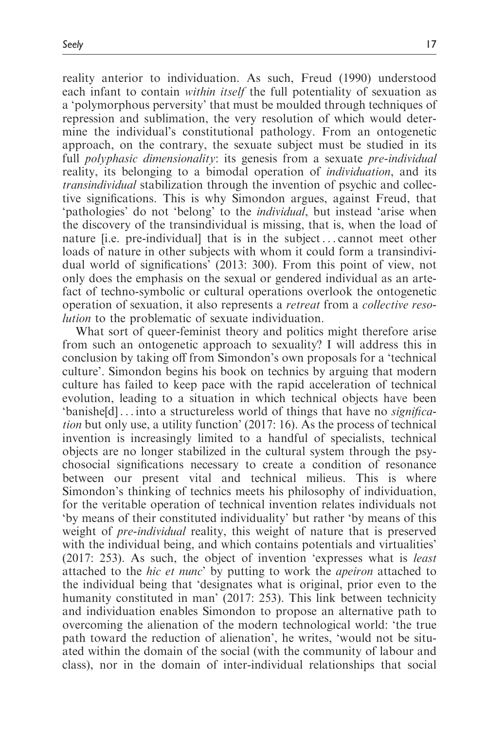reality anterior to individuation. As such, Freud (1990) understood each infant to contain *within itself* the full potentiality of sexuation as a 'polymorphous perversity' that must be moulded through techniques of repression and sublimation, the very resolution of which would determine the individual's constitutional pathology. From an ontogenetic approach, on the contrary, the sexuate subject must be studied in its full *polyphasic dimensionality*: its genesis from a sexuate *pre-individual* reality, its belonging to a bimodal operation of *individuation*, and its *transindividual* stabilization through the invention of psychic and collective significations. This is why Simondon argues, against Freud, that 'pathologies' do not 'belong' to the *individual*, but instead 'arise when the discovery of the transindividual is missing, that is, when the load of nature [i.e. pre-individual] that is in the subject... cannot meet other loads of nature in other subjects with whom it could form a transindividual world of significations' (2013: 300). From this point of view, not only does the emphasis on the sexual or gendered individual as an artefact of techno-symbolic or cultural operations overlook the ontogenetic operation of sexuation, it also represents a *retreat* from a *collective resolution* to the problematic of sexuate individuation.

What sort of queer-feminist theory and politics might therefore arise from such an ontogenetic approach to sexuality? I will address this in conclusion by taking off from Simondon's own proposals for a 'technical culture'. Simondon begins his book on technics by arguing that modern culture has failed to keep pace with the rapid acceleration of technical evolution, leading to a situation in which technical objects have been 'banishe[d]... into a structureless world of things that have no *signification* but only use, a utility function' (2017: 16). As the process of technical invention is increasingly limited to a handful of specialists, technical objects are no longer stabilized in the cultural system through the psychosocial significations necessary to create a condition of resonance between our present vital and technical milieus. This is where Simondon's thinking of technics meets his philosophy of individuation, for the veritable operation of technical invention relates individuals not 'by means of their constituted individuality' but rather 'by means of this weight of *pre-individual* reality, this weight of nature that is preserved with the individual being, and which contains potentials and virtualities' (2017: 253). As such, the object of invention 'expresses what is *least* attached to the *hic et nunc*' by putting to work the *apeiron* attached to the individual being that 'designates what is original, prior even to the humanity constituted in man' (2017: 253). This link between technicity and individuation enables Simondon to propose an alternative path to overcoming the alienation of the modern technological world: 'the true path toward the reduction of alienation', he writes, 'would not be situated within the domain of the social (with the community of labour and class), nor in the domain of inter-individual relationships that social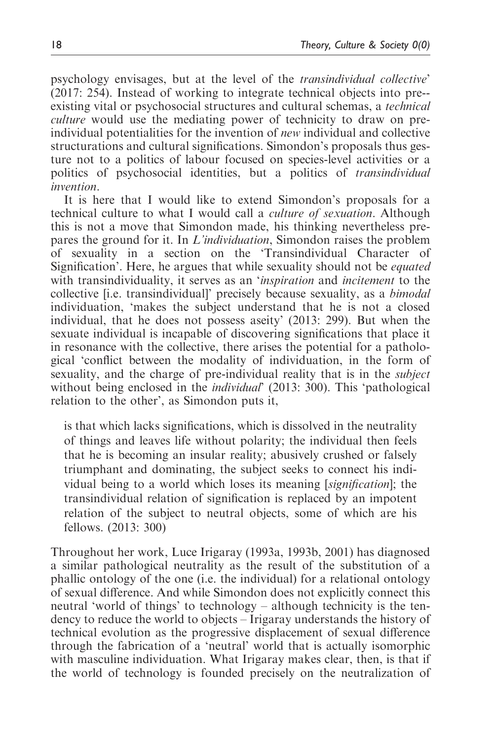psychology envisages, but at the level of the *transindividual collective*' (2017: 254). Instead of working to integrate technical objects into pre-existing vital or psychosocial structures and cultural schemas, a *technical culture* would use the mediating power of technicity to draw on pre-individual potentialities for the invention of *new* individual and collective structurations and cultural significations. Simondon's proposals thus gesture not to a politics of labour focused on species-level activities or a politics of psychosocial identities, but a politics of *transindividual invention*.

It is here that I would like to extend Simondon's proposals for a technical culture to what I would call a *culture of sexuation*. Although this is not a move that Simondon made, his thinking nevertheless prepares the ground for it. In *L'individuation*, Simondon raises the problem of sexuality in a section on the 'Transindividual Character of Signification'. Here, he argues that while sexuality should not be *equated* with transindividuality, it serves as an '*inspiration* and *incitement* to the collective [i.e. transindividual]' precisely because sexuality, as a *bimodal* individuation, 'makes the subject understand that he is not a closed individual, that he does not possess aseity' (2013: 299). But when the sexuate individual is incapable of discovering significations that place it in resonance with the collective, there arises the potential for a pathological 'conflict between the modality of individuation, in the form of sexuality, and the charge of pre-individual reality that is in the *subject* without being enclosed in the *individual*' (2013: 300). This 'pathological relation to the other', as Simondon puts it,

> is that which lacks significations, which is dissolved in the neutrality of things and leaves life without polarity; the individual then feels that he is becoming an insular reality; abusively crushed or falsely triumphant and dominating, the subject seeks to connect his individual being to a world which loses its meaning [*signification*]; the transindividual relation of signification is replaced by an impotent relation of the subject to neutral objects, some of which are his fellows. (2013: 300)

Throughout her work, Luce Irigaray (1993a, 1993b, 2001) has diagnosed a similar pathological neutrality as the result of the substitution of a phallic ontology of the one (i.e. the individual) for a relational ontology of sexual difference. And while Simondon does not explicitly connect this neutral 'world of things' to technology – although technicity is the tendency to reduce the world to objects – Irigaray understands the history of technical evolution as the progressive displacement of sexual difference through the fabrication of a 'neutral' world that is actually isomorphic with masculine individuation. What Irigaray makes clear, then, is that if the world of technology is founded precisely on the neutralization of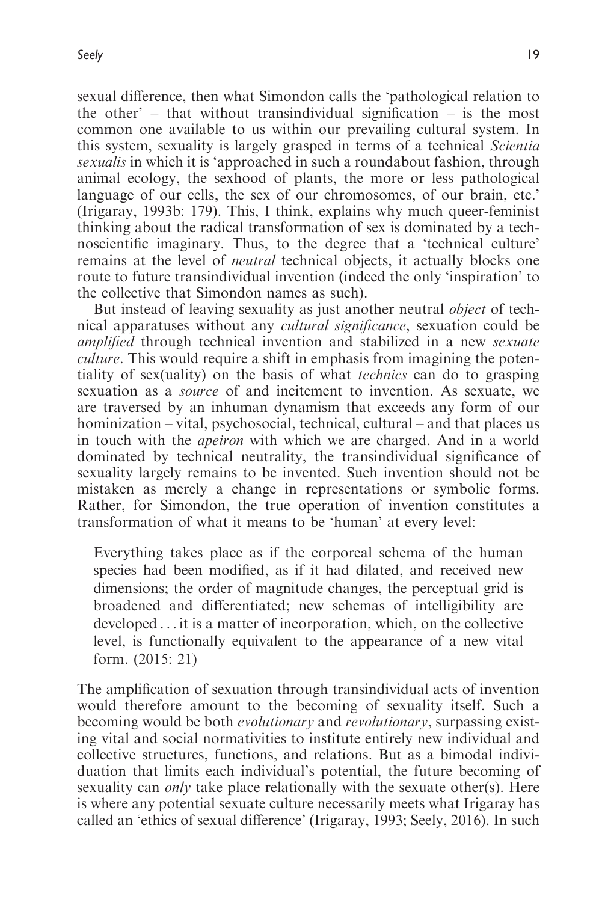sexual difference, then what Simondon calls the 'pathological relation to the other' – that without transindividual signification – is the most common one available to us within our prevailing cultural system. In this system, sexuality is largely grasped in terms of a technical *Scientia sexualis* in which it is 'approached in such a roundabout fashion, through animal ecology, the sexhood of plants, the more or less pathological language of our cells, the sex of our chromosomes, of our brain, etc.' (Irigaray, 1993b: 179). This, I think, explains why much queer-feminist thinking about the radical transformation of sex is dominated by a technoscientific imaginary. Thus, to the degree that a 'technical culture' remains at the level of *neutral* technical objects, it actually blocks one route to future transindividual invention (indeed the only 'inspiration' to the collective that Simondon names as such).

But instead of leaving sexuality as just another neutral *object* of technical apparatuses without any *cultural significance*, sexuation could be *amplified* through technical invention and stabilized in a new *sexuate culture*. This would require a shift in emphasis from imagining the potentiality of sex(uality) on the basis of what *technics* can do to grasping sexuation as a *source* of and incitement to invention. As sexuate, we are traversed by an inhuman dynamism that exceeds any form of our hominization – vital, psychosocial, technical, cultural – and that places us in touch with the *apeiron* with which we are charged. And in a world dominated by technical neutrality, the transindividual significance of sexuality largely remains to be invented. Such invention should not be mistaken as merely a change in representations or symbolic forms. Rather, for Simondon, the true operation of invention constitutes a transformation of what it means to be 'human' at every level:

> Everything takes place as if the corporeal schema of the human species had been modified, as if it had dilated, and received new dimensions; the order of magnitude changes, the perceptual grid is broadened and differentiated; new schemas of intelligibility are developed . . . it is a matter of incorporation, which, on the collective level, is functionally equivalent to the appearance of a new vital form. (2015: 21)

The amplification of sexuation through transindividual acts of invention would therefore amount to the becoming of sexuality itself. Such a becoming would be both *evolutionary* and *revolutionary*, surpassing existing vital and social normativities to institute entirely new individual and collective structures, functions, and relations. But as a bimodal individuation that limits each individual's potential, the future becoming of sexuality can *only* take place relationally with the sexuate other(s). Here is where any potential sexuate culture necessarily meets what Irigaray has called an 'ethics of sexual difference' (Irigaray, 1993; Seely, 2016). In such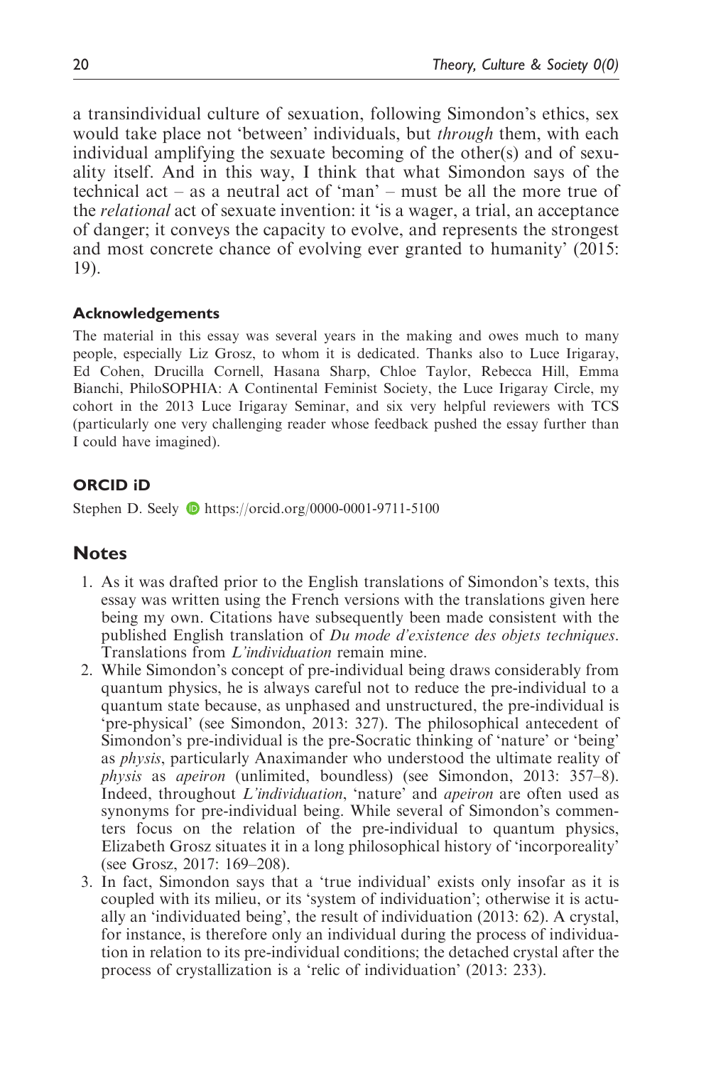a transindividual culture of sexuation, following Simondon's ethics, sex would take place not 'between' individuals, but *through* them, with each individual amplifying the sexuate becoming of the other(s) and of sexuality itself. And in this way, I think that what Simondon says of the technical act – as a neutral act of 'man' – must be all the more true of the *relational* act of sexuate invention: it 'is a wager, a trial, an acceptance of danger; it conveys the capacity to evolve, and represents the strongest and most concrete chance of evolving ever granted to humanity' (2015: 19).

### Acknowledgements

The material in this essay was several years in the making and owes much to many people, especially Liz Grosz, to whom it is dedicated. Thanks also to Luce Irigaray, Ed Cohen, Drucilla Cornell, Hasana Sharp, Chloe Taylor, Rebecca Hill, Emma Bianchi, PhiloSOPHIA: A Continental Feminist Society, the Luce Irigaray Circle, my cohort in the 2013 Luce Irigaray Seminar, and six very helpful reviewers with TCS (particularly one very challenging reader whose feedback pushed the essay further than I could have imagined).

### ORCID iD

Stephen D. Seely https://orcid.org/0000-0001-9711-5100

## Notes

1. As it was drafted prior to the English translations of Simondon's texts, this essay was written using the French versions with the translations given here being my own. Citations have subsequently been made consistent with the published English translation of *Du mode d'existence des objets techniques*. Translations from *L'individuation* remain mine.
2. While Simondon's concept of pre-individual being draws considerably from quantum physics, he is always careful not to reduce the pre-individual to a quantum state because, as unphased and unstructured, the pre-individual is 'pre-physical' (see Simondon, 2013: 327). The philosophical antecedent of Simondon's pre-individual is the pre-Socratic thinking of 'nature' or 'being' as *physis*, particularly Anaximander who understood the ultimate reality of *physis* as *apeiron* (unlimited, boundless) (see Simondon, 2013: 357–8). Indeed, throughout *L'individuation*, 'nature' and *apeiron* are often used as synonyms for pre-individual being. While several of Simondon's commenters focus on the relation of the pre-individual to quantum physics, Elizabeth Grosz situates it in a long philosophical history of 'incorporeality' (see Grosz, 2017: 169–208).
3. In fact, Simondon says that a 'true individual' exists only insofar as it is coupled with its milieu, or its 'system of individuation'; otherwise it is actually an 'individuated being', the result of individuation (2013: 62). A crystal, for instance, is therefore only an individual during the process of individuation in relation to its pre-individual conditions; the detached crystal after the process of crystallization is a 'relic of individuation' (2013: 233).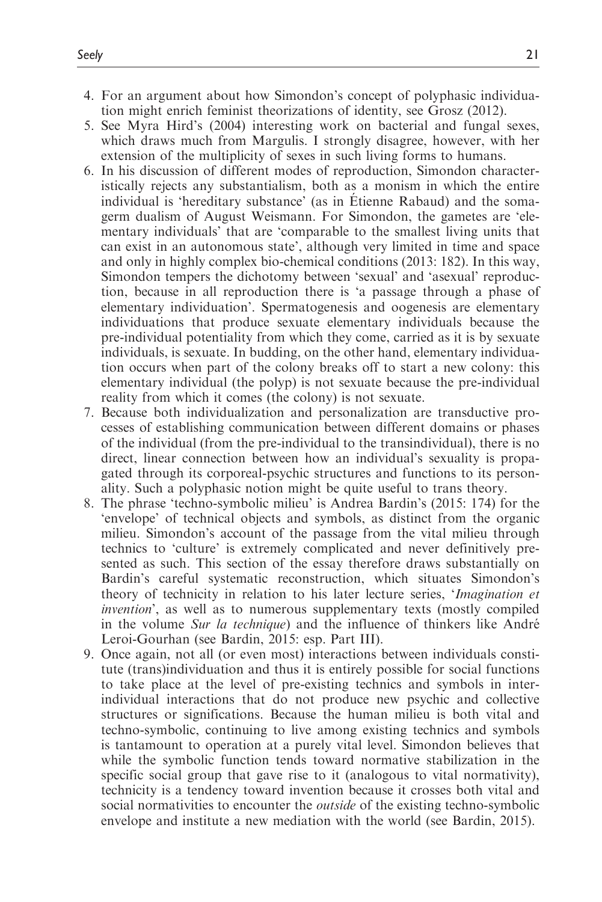4. For an argument about how Simondon's concept of polyphasic individuation might enrich feminist theorizations of identity, see Grosz (2012).
5. See Myra Hird's (2004) interesting work on bacterial and fungal sexes, which draws much from Margulis. I strongly disagree, however, with her extension of the multiplicity of sexes in such living forms to humans.
6. In his discussion of different modes of reproduction, Simondon characteristically rejects any substantialism, both as a monism in which the entire individual is 'hereditary substance' (as in Étienne Rabaud) and the soma-germ dualism of August Weismann. For Simondon, the gametes are 'elementary individuals' that are 'comparable to the smallest living units that can exist in an autonomous state', although very limited in time and space and only in highly complex bio-chemical conditions (2013: 182). In this way, Simondon tempers the dichotomy between 'sexual' and 'asexual' reproduction, because in all reproduction there is 'a passage through a phase of elementary individuation'. Spermatogenesis and oogenesis are elementary individuations that produce sexuate elementary individuals because the pre-individual potentiality from which they come, carried as it is by sexuate individuals, is sexuate. In budding, on the other hand, elementary individuation occurs when part of the colony breaks off to start a new colony: this elementary individual (the polyp) is not sexuate because the pre-individual reality from which it comes (the colony) is not sexuate.
7. Because both individualization and personalization are transductive processes of establishing communication between different domains or phases of the individual (from the pre-individual to the transindividual), there is no direct, linear connection between how an individual's sexuality is propagated through its corporeal-psychic structures and functions to its personality. Such a polyphasic notion might be quite useful to trans theory.
8. The phrase 'techno-symbolic milieu' is Andrea Bardin's (2015: 174) for the 'envelope' of technical objects and symbols, as distinct from the organic milieu. Simondon's account of the passage from the vital milieu through technics to 'culture' is extremely complicated and never definitively presented as such. This section of the essay therefore draws substantially on Bardin's careful systematic reconstruction, which situates Simondon's theory of technicity in relation to his later lecture series, '*Imagination et invention*', as well as to numerous supplementary texts (mostly compiled in the volume *Sur la technique*) and the influence of thinkers like André Leroi-Gourhan (see Bardin, 2015: esp. Part III).
9. Once again, not all (or even most) interactions between individuals constitute (trans)individuation and thus it is entirely possible for social functions to take place at the level of pre-existing technics and symbols in inter-individual interactions that do not produce new psychic and collective structures or significations. Because the human milieu is both vital and techno-symbolic, continuing to live among existing technics and symbols is tantamount to operation at a purely vital level. Simondon believes that while the symbolic function tends toward normative stabilization in the specific social group that gave rise to it (analogous to vital normativity), technicity is a tendency toward invention because it crosses both vital and social normativities to encounter the *outside* of the existing techno-symbolic envelope and institute a new mediation with the world (see Bardin, 2015).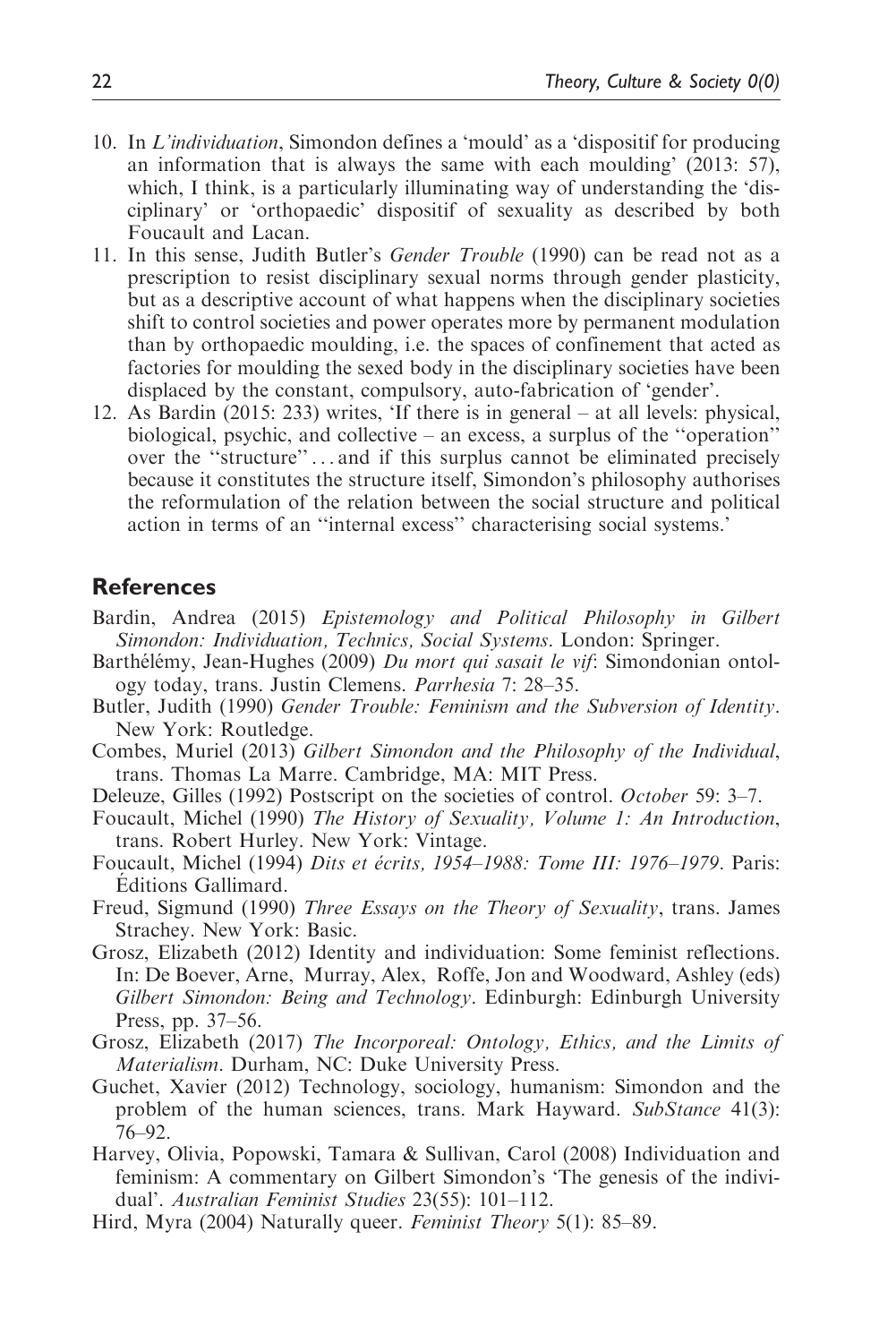10. In *L'individuation*, Simondon defines a 'mould' as a 'dispositif for producing an information that is always the same with each moulding' (2013: 57), which, I think, is a particularly illuminating way of understanding the 'disciplinary' or 'orthopaedic' dispositif of sexuality as described by both Foucault and Lacan.
11. In this sense, Judith Butler's *Gender Trouble* (1990) can be read not as a prescription to resist disciplinary sexual norms through gender plasticity, but as a descriptive account of what happens when the disciplinary societies shift to control societies and power operates more by permanent modulation than by orthopaedic moulding, i.e. the spaces of confinement that acted as factories for moulding the sexed body in the disciplinary societies have been displaced by the constant, compulsory, auto-fabrication of 'gender'.
12. As Bardin (2015: 233) writes, 'If there is in general – at all levels: physical, biological, psychic, and collective – an excess, a surplus of the ''operation'' over the ''structure''... and if this surplus cannot be eliminated precisely because it constitutes the structure itself, Simondon's philosophy authorises the reformulation of the relation between the social structure and political action in terms of an ''internal excess'' characterising social systems.'

## References

Bardin, Andrea (2015) *Epistemology and Political Philosophy in Gilbert Simondon: Individuation, Technics, Social Systems*. London: Springer.

Barthélémy, Jean-Hughes (2009) *Du mort qui sasait le vif*: Simondonian ontology today, trans. Justin Clemens. *Parrhesia* 7: 28–35.

Butler, Judith (1990) *Gender Trouble: Feminism and the Subversion of Identity*. New York: Routledge.

Combes, Muriel (2013) *Gilbert Simondon and the Philosophy of the Individual*, trans. Thomas La Marre. Cambridge, MA: MIT Press.

Deleuze, Gilles (1992) Postscript on the societies of control. *October* 59: 3–7.

Foucault, Michel (1990) *The History of Sexuality, Volume 1: An Introduction*, trans. Robert Hurley. New York: Vintage.

Foucault, Michel (1994) *Dits et écrits, 1954–1988: Tome III: 1976–1979*. Paris: Éditions Gallimard.

Freud, Sigmund (1990) *Three Essays on the Theory of Sexuality*, trans. James Strachey. New York: Basic.

Grosz, Elizabeth (2012) Identity and individuation: Some feminist reflections. In: De Boever, Arne, Murray, Alex, Roffe, Jon and Woodward, Ashley (eds) *Gilbert Simondon: Being and Technology*. Edinburgh: Edinburgh University Press, pp. 37–56.

Grosz, Elizabeth (2017) *The Incorporeal: Ontology, Ethics, and the Limits of Materialism*. Durham, NC: Duke University Press.

Guchet, Xavier (2012) Technology, sociology, humanism: Simondon and the problem of the human sciences, trans. Mark Hayward. *SubStance* 41(3): 76–92.

Harvey, Olivia, Popowski, Tamara & Sullivan, Carol (2008) Individuation and feminism: A commentary on Gilbert Simondon's 'The genesis of the individual'. *Australian Feminist Studies* 23(55): 101–112.

Hird, Myra (2004) Naturally queer. *Feminist Theory* 5(1): 85–89.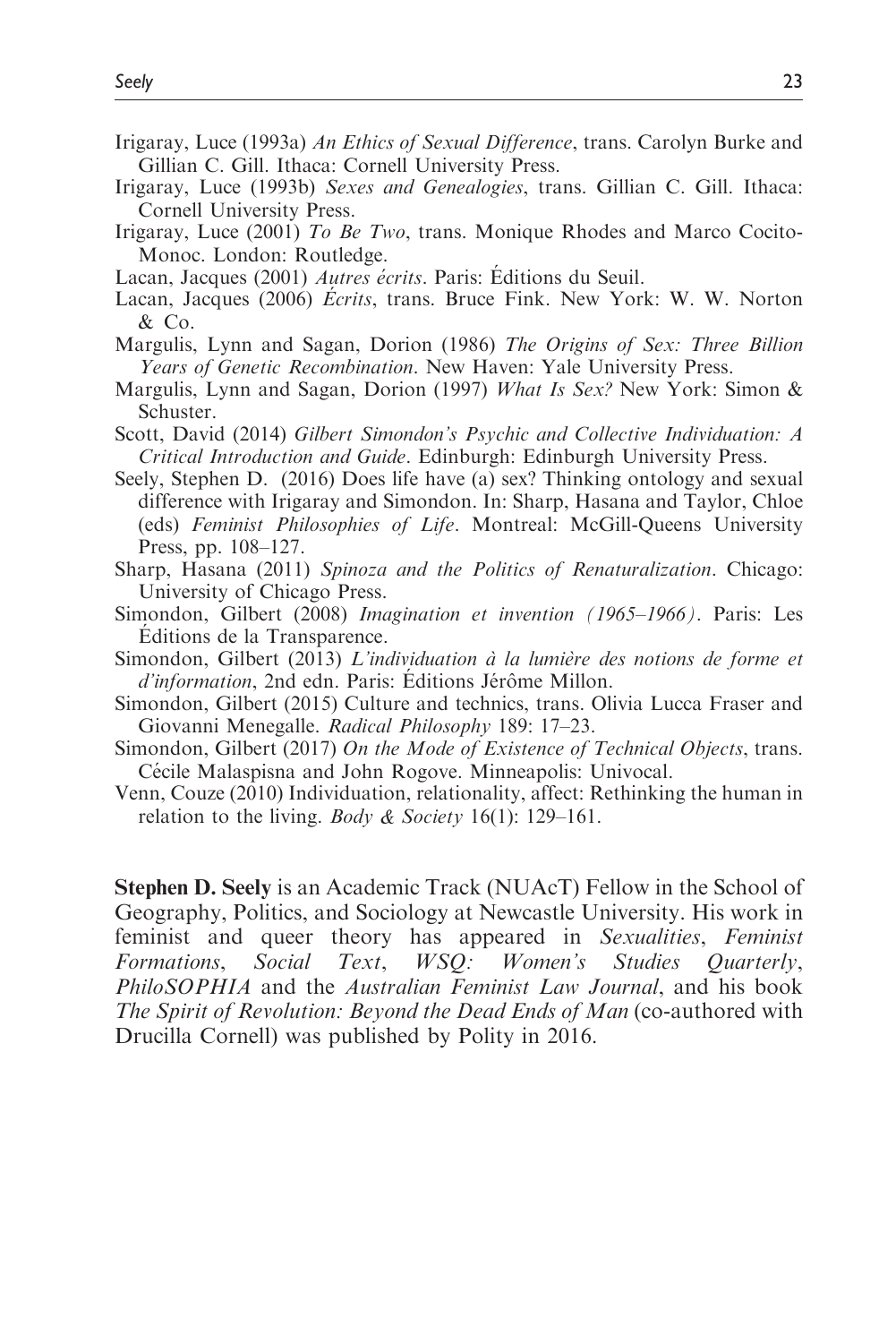Irigaray, Luce (1993a) *An Ethics of Sexual Difference*, trans. Carolyn Burke and Gillian C. Gill. Ithaca: Cornell University Press.

Irigaray, Luce (1993b) *Sexes and Genealogies*, trans. Gillian C. Gill. Ithaca: Cornell University Press.

Irigaray, Luce (2001) *To Be Two*, trans. Monique Rhodes and Marco Cocito-Monoc. London: Routledge.

Lacan, Jacques (2001) *Autres écrits*. Paris: Éditions du Seuil.

Lacan, Jacques (2006) *Écrits*, trans. Bruce Fink. New York: W. W. Norton & Co.

Margulis, Lynn and Sagan, Dorion (1986) *The Origins of Sex: Three Billion Years of Genetic Recombination*. New Haven: Yale University Press.

Margulis, Lynn and Sagan, Dorion (1997) *What Is Sex?* New York: Simon & Schuster.

Scott, David (2014) *Gilbert Simondon's Psychic and Collective Individuation: A Critical Introduction and Guide*. Edinburgh: Edinburgh University Press.

Seely, Stephen D. (2016) Does life have (a) sex? Thinking ontology and sexual difference with Irigaray and Simondon. In: Sharp, Hasana and Taylor, Chloe (eds) *Feminist Philosophies of Life*. Montreal: McGill-Queens University Press, pp. 108–127.

Sharp, Hasana (2011) *Spinoza and the Politics of Renaturalization*. Chicago: University of Chicago Press.

Simondon, Gilbert (2008) *Imagination et invention (1965–1966)*. Paris: Les Éditions de la Transparence.

Simondon, Gilbert (2013) *L'individuation à la lumière des notions de forme et d'information*, 2nd edn. Paris: Éditions Jérôme Millon.

Simondon, Gilbert (2015) Culture and technics, trans. Olivia Lucca Fraser and Giovanni Menegalle. *Radical Philosophy* 189: 17–23.

Simondon, Gilbert (2017) *On the Mode of Existence of Technical Objects*, trans. Cécile Malaspisna and John Rogove. Minneapolis: Univocal.

Venn, Couze (2010) Individuation, relationality, affect: Rethinking the human in relation to the living. *Body & Society* 16(1): 129–161.

**Stephen D. Seely** is an Academic Track (NUAcT) Fellow in the School of Geography, Politics, and Sociology at Newcastle University. His work in feminist and queer theory has appeared in *Sexualities*, *Feminist Formations*, *Social Text*, *WSQ: Women's Studies Quarterly*, *PhiloSOPHIA* and the *Australian Feminist Law Journal*, and his book *The Spirit of Revolution: Beyond the Dead Ends of Man* (co-authored with Drucilla Cornell) was published by Polity in 2016.